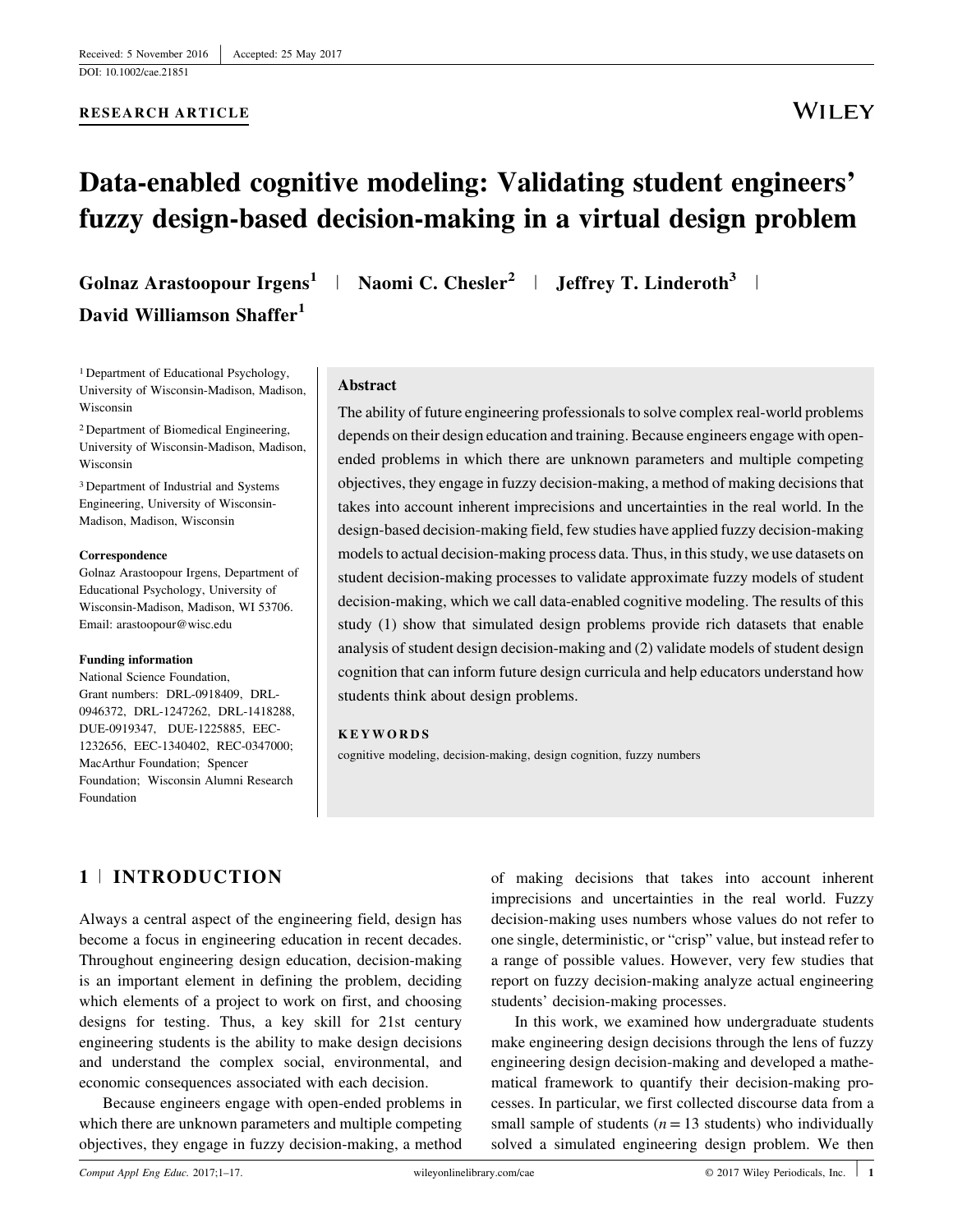Received: 5 November 2016 | Accepted: 25 May 2017

DOI: 10.1002/cae.21851

**RESEARCH ARTICLE**

# Data-enabled cognitive modeling: Validating student engineers' fuzzy design-based decision-making in a virtual design problem

**Golnaz Arastoopour Irgens**[1] | **Naomi C. Chesler**[2] | **Jeffrey T. Linderoth**[3] | **David Williamson Shaffer**[1]

[1] Department of Educational Psychology, University of Wisconsin-Madison, Madison, Wisconsin

[2] Department of Biomedical Engineering, University of Wisconsin-Madison, Madison, Wisconsin

[3] Department of Industrial and Systems Engineering, University of Wisconsin-Madison, Madison, Wisconsin

**Correspondence**

Golnaz Arastoopour Irgens, Department of Educational Psychology, University of Wisconsin-Madison, Madison, WI 53706.
Email: arastoopour@wisc.edu

**Funding information**

National Science Foundation, Grant numbers: DRL-0918409, DRL-0946372, DRL-1247262, DRL-1418288, DUE-0919347, DUE-1225885, EEC-1232656, EEC-1340402, REC-0347000; MacArthur Foundation; Spencer Foundation; Wisconsin Alumni Research Foundation

### Abstract

The ability of future engineering professionals to solve complex real-world problems depends on their design education and training. Because engineers engage with open-ended problems in which there are unknown parameters and multiple competing objectives, they engage in fuzzy decision-making, a method of making decisions that takes into account inherent imprecisions and uncertainties in the real world. In the design-based decision-making field, few studies have applied fuzzy decision-making models to actual decision-making process data. Thus, in this study, we use datasets on student decision-making processes to validate approximate fuzzy models of student decision-making, which we call data-enabled cognitive modeling. The results of this study (1) show that simulated design problems provide rich datasets that enable analysis of student design decision-making and (2) validate models of student design cognition that can inform future design curricula and help educators understand how students think about design problems.

**KEYWORDS**

cognitive modeling, decision-making, design cognition, fuzzy numbers

## 1 | INTRODUCTION

Always a central aspect of the engineering field, design has become a focus in engineering education in recent decades. Throughout engineering design education, decision-making is an important element in defining the problem, deciding which elements of a project to work on first, and choosing designs for testing. Thus, a key skill for 21st century engineering students is the ability to make design decisions and understand the complex social, environmental, and economic consequences associated with each decision.

Because engineers engage with open-ended problems in which there are unknown parameters and multiple competing objectives, they engage in fuzzy decision-making, a method of making decisions that takes into account inherent imprecisions and uncertainties in the real world. Fuzzy decision-making uses numbers whose values do not refer to one single, deterministic, or "crisp" value, but instead refer to a range of possible values. However, very few studies that report on fuzzy decision-making analyze actual engineering students' decision-making processes.

In this work, we examined how undergraduate students make engineering design decisions through the lens of fuzzy engineering design decision-making and developed a mathematical framework to quantify their decision-making processes. In particular, we first collected discourse data from a small sample of students ($n = 13$ students) who individually solved a simulated engineering design problem. We then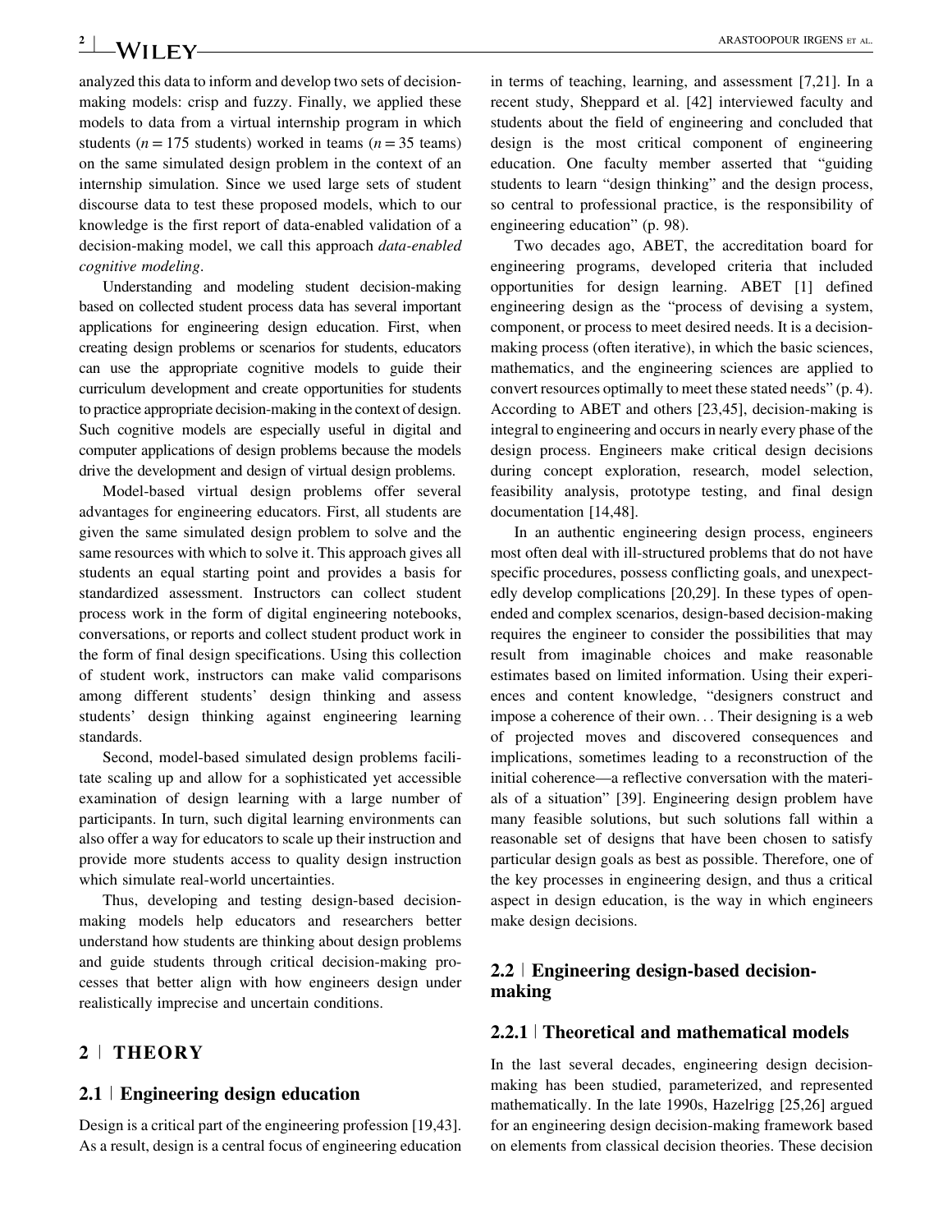analyzed this data to inform and develop two sets of decision-making models: crisp and fuzzy. Finally, we applied these models to data from a virtual internship program in which students ($n = 175$ students) worked in teams ($n = 35$ teams) on the same simulated design problem in the context of an internship simulation. Since we used large sets of student discourse data to test these proposed models, which to our knowledge is the first report of data-enabled validation of a decision-making model, we call this approach *data-enabled cognitive modeling*.

Understanding and modeling student decision-making based on collected student process data has several important applications for engineering design education. First, when creating design problems or scenarios for students, educators can use the appropriate cognitive models to guide their curriculum development and create opportunities for students to practice appropriate decision-making in the context of design. Such cognitive models are especially useful in digital and computer applications of design problems because the models drive the development and design of virtual design problems.

Model-based virtual design problems offer several advantages for engineering educators. First, all students are given the same simulated design problem to solve and the same resources with which to solve it. This approach gives all students an equal starting point and provides a basis for standardized assessment. Instructors can collect student process work in the form of digital engineering notebooks, conversations, or reports and collect student product work in the form of final design specifications. Using this collection of student work, instructors can make valid comparisons among different students' design thinking and assess students' design thinking against engineering learning standards.

Second, model-based simulated design problems facilitate scaling up and allow for a sophisticated yet accessible examination of design learning with a large number of participants. In turn, such digital learning environments can also offer a way for educators to scale up their instruction and provide more students access to quality design instruction which simulate real-world uncertainties.

Thus, developing and testing design-based decision-making models help educators and researchers better understand how students are thinking about design problems and guide students through critical decision-making processes that better align with how engineers design under realistically imprecise and uncertain conditions.

## 2 | THEORY

### 2.1 | Engineering design education

Design is a critical part of the engineering profession [19,43]. As a result, design is a central focus of engineering education in terms of teaching, learning, and assessment [7,21]. In a recent study, Sheppard et al. [42] interviewed faculty and students about the field of engineering and concluded that design is the most critical component of engineering education. One faculty member asserted that "guiding students to learn "design thinking" and the design process, so central to professional practice, is the responsibility of engineering education" (p. 98).

Two decades ago, ABET, the accreditation board for engineering programs, developed criteria that included opportunities for design learning. ABET [1] defined engineering design as the "process of devising a system, component, or process to meet desired needs. It is a decision-making process (often iterative), in which the basic sciences, mathematics, and the engineering sciences are applied to convert resources optimally to meet these stated needs" (p. 4). According to ABET and others [23,45], decision-making is integral to engineering and occurs in nearly every phase of the design process. Engineers make critical design decisions during concept exploration, research, model selection, feasibility analysis, prototype testing, and final design documentation [14,48].

In an authentic engineering design process, engineers most often deal with ill-structured problems that do not have specific procedures, possess conflicting goals, and unexpectedly develop complications [20,29]. In these types of open-ended and complex scenarios, design-based decision-making requires the engineer to consider the possibilities that may result from imaginable choices and make reasonable estimates based on limited information. Using their experiences and content knowledge, "designers construct and impose a coherence of their own… Their designing is a web of projected moves and discovered consequences and implications, sometimes leading to a reconstruction of the initial coherence—a reflective conversation with the materials of a situation" [39]. Engineering design problem have many feasible solutions, but such solutions fall within a reasonable set of designs that have been chosen to satisfy particular design goals as best as possible. Therefore, one of the key processes in engineering design, and thus a critical aspect in design education, is the way in which engineers make design decisions.

### 2.2 | Engineering design-based decision-making

#### 2.2.1 | Theoretical and mathematical models

In the last several decades, engineering design decision-making has been studied, parameterized, and represented mathematically. In the late 1990s, Hazelrigg [25,26] argued for an engineering design decision-making framework based on elements from classical decision theories. These decision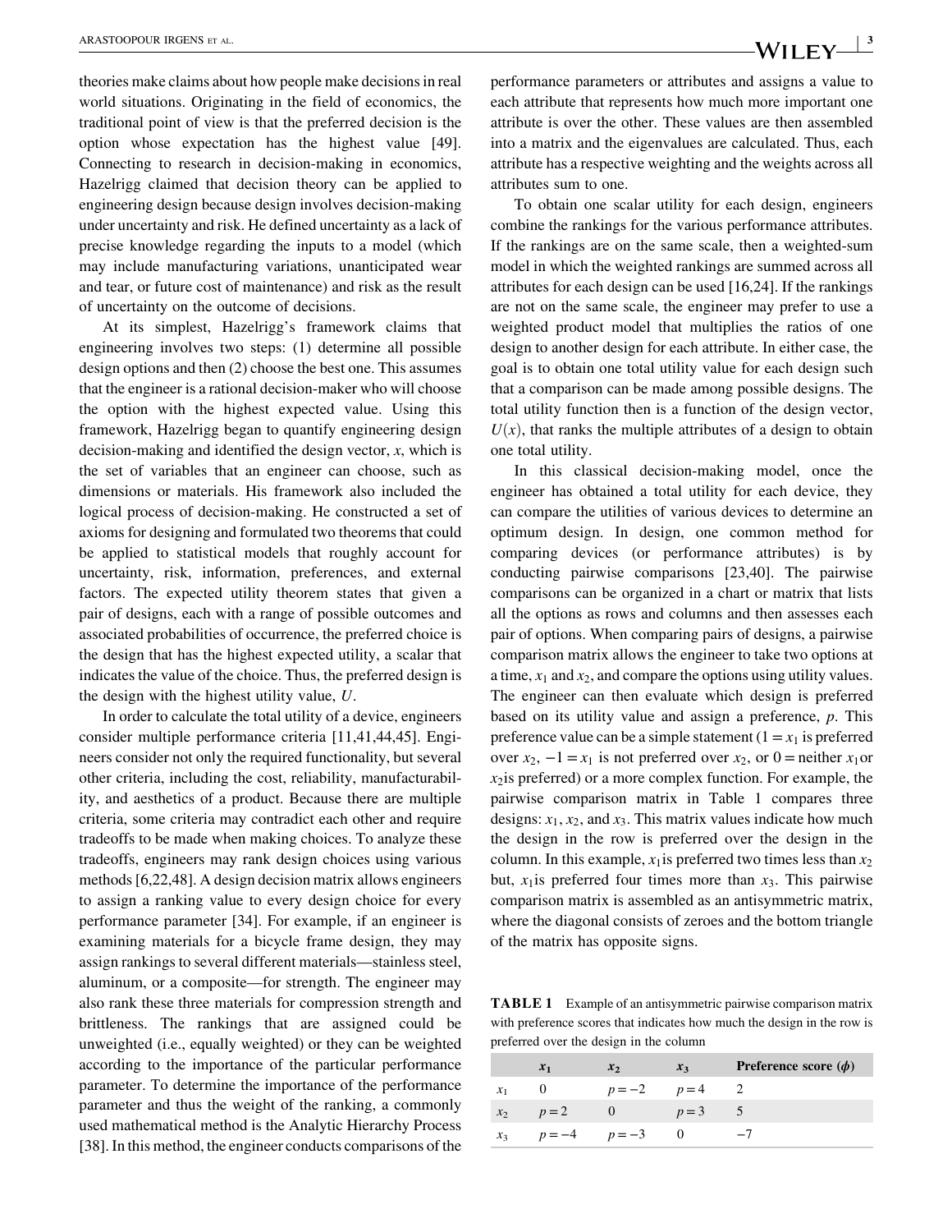theories make claims about how people make decisions in real world situations. Originating in the field of economics, the traditional point of view is that the preferred decision is the option whose expectation has the highest value [49]. Connecting to research in decision-making in economics, Hazelrigg claimed that decision theory can be applied to engineering design because design involves decision-making under uncertainty and risk. He defined uncertainty as a lack of precise knowledge regarding the inputs to a model (which may include manufacturing variations, unanticipated wear and tear, or future cost of maintenance) and risk as the result of uncertainty on the outcome of decisions.

At its simplest, Hazelrigg's framework claims that engineering involves two steps: (1) determine all possible design options and then (2) choose the best one. This assumes that the engineer is a rational decision-maker who will choose the option with the highest expected value. Using this framework, Hazelrigg began to quantify engineering design decision-making and identified the design vector, $x$, which is the set of variables that an engineer can choose, such as dimensions or materials. His framework also included the logical process of decision-making. He constructed a set of axioms for designing and formulated two theorems that could be applied to statistical models that roughly account for uncertainty, risk, information, preferences, and external factors. The expected utility theorem states that given a pair of designs, each with a range of possible outcomes and associated probabilities of occurrence, the preferred choice is the design that has the highest expected utility, a scalar that indicates the value of the choice. Thus, the preferred design is the design with the highest utility value, $U$.

In order to calculate the total utility of a device, engineers consider multiple performance criteria [11,41,44,45]. Engineers consider not only the required functionality, but several other criteria, including the cost, reliability, manufacturability, and aesthetics of a product. Because there are multiple criteria, some criteria may contradict each other and require tradeoffs to be made when making choices. To analyze these tradeoffs, engineers may rank design choices using various methods [6,22,48]. A design decision matrix allows engineers to assign a ranking value to every design choice for every performance parameter [34]. For example, if an engineer is examining materials for a bicycle frame design, they may assign rankings to several different materials—stainless steel, aluminum, or a composite—for strength. The engineer may also rank these three materials for compression strength and brittleness. The rankings that are assigned could be unweighted (i.e., equally weighted) or they can be weighted according to the importance of the particular performance parameter. To determine the importance of the performance parameter and thus the weight of the ranking, a commonly used mathematical method is the Analytic Hierarchy Process [38]. In this method, the engineer conducts comparisons of the performance parameters or attributes and assigns a value to each attribute that represents how much more important one attribute is over the other. These values are then assembled into a matrix and the eigenvalues are calculated. Thus, each attribute has a respective weighting and the weights across all attributes sum to one.

To obtain one scalar utility for each design, engineers combine the rankings for the various performance attributes. If the rankings are on the same scale, then a weighted-sum model in which the weighted rankings are summed across all attributes for each design can be used [16,24]. If the rankings are not on the same scale, the engineer may prefer to use a weighted product model that multiplies the ratios of one design to another design for each attribute. In either case, the goal is to obtain one total utility value for each design such that a comparison can be made among possible designs. The total utility function then is a function of the design vector, $U(x)$, that ranks the multiple attributes of a design to obtain one total utility.

In this classical decision-making model, once the engineer has obtained a total utility for each device, they can compare the utilities of various devices to determine an optimum design. In design, one common method for comparing devices (or performance attributes) is by conducting pairwise comparisons [23,40]. The pairwise comparisons can be organized in a chart or matrix that lists all the options as rows and columns and then assesses each pair of options. When comparing pairs of designs, a pairwise comparison matrix allows the engineer to take two options at a time, $x_1$ and $x_2$, and compare the options using utility values. The engineer can then evaluate which design is preferred based on its utility value and assign a preference, $p$. This preference value can be a simple statement ($1 = x_1$ is preferred over $x_2$, $-1 = x_1$ is not preferred over $x_2$, or $0 =$ neither $x_1$ or $x_2$ is preferred) or a more complex function. For example, the pairwise comparison matrix in Table 1 compares three designs: $x_1$, $x_2$, and $x_3$. This matrix values indicate how much the design in the row is preferred over the design in the column. In this example, $x_1$ is preferred two times less than $x_2$ but, $x_1$ is preferred four times more than $x_3$. This pairwise comparison matrix is assembled as an antisymmetric matrix, where the diagonal consists of zeroes and the bottom triangle of the matrix has opposite signs.

**TABLE 1** Example of an antisymmetric pairwise comparison matrix with preference scores that indicates how much the design in the row is preferred over the design in the column

| | $x_1$ | $x_2$ | $x_3$ | Preference score ($\phi$) |
|---|---|---|---|---|
| $x_1$ | 0 | $p = -2$ | $p = 4$ | 2 |
| $x_2$ | $p = 2$ | 0 | $p = 3$ | 5 |
| $x_3$ | $p = -4$ | $p = -3$ | 0 | $-7$ |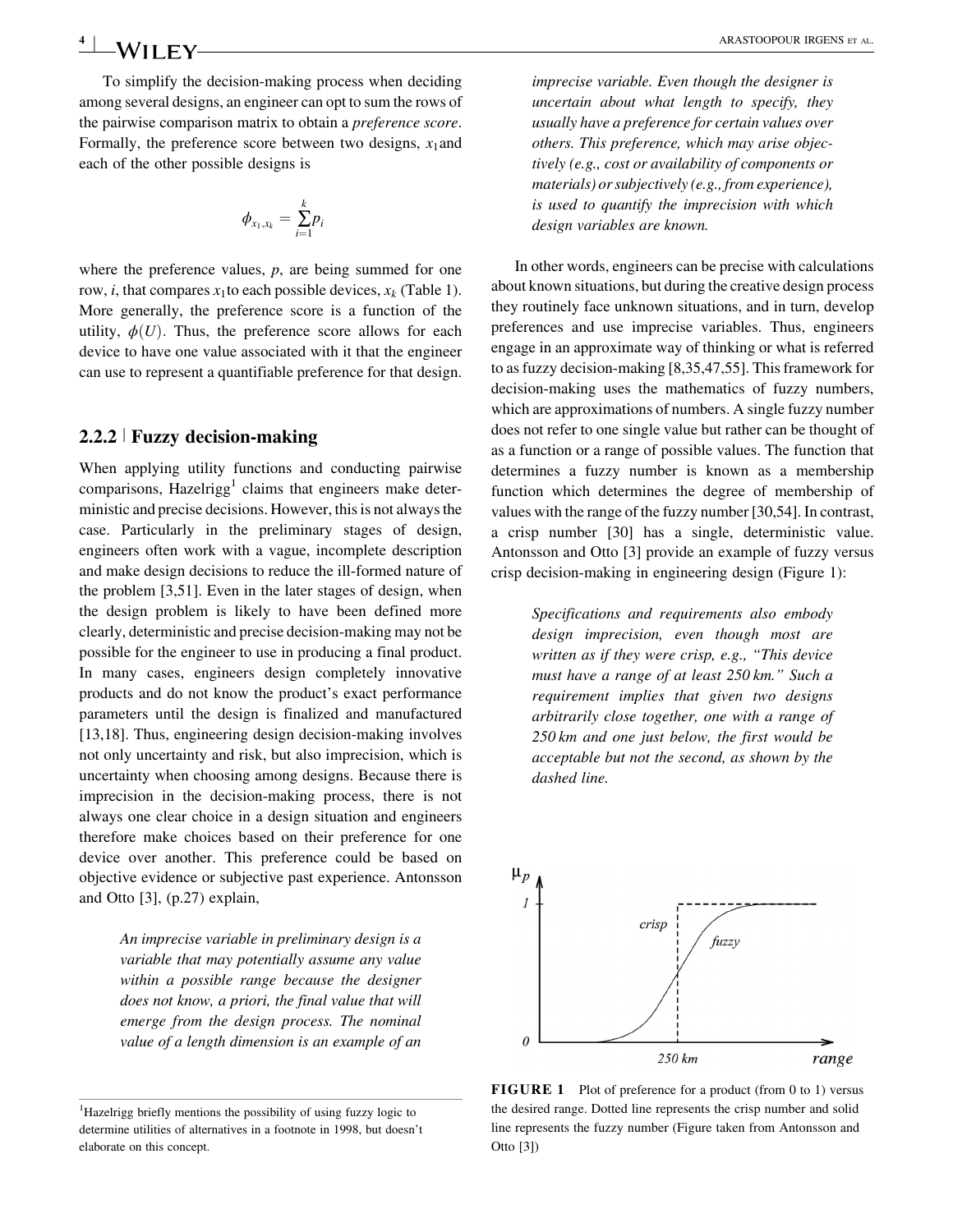To simplify the decision-making process when deciding among several designs, an engineer can opt to sum the rows of the pairwise comparison matrix to obtain a *preference score*. Formally, the preference score between two designs, $x_1$ and each of the other possible designs is

$$\phi_{x_1,x_k} = \sum_{i=1}^{k} p_i$$

where the preference values, $p$, are being summed for one row, $i$, that compares $x_1$ to each possible devices, $x_k$ (Table 1). More generally, the preference score is a function of the utility, $\phi(U)$. Thus, the preference score allows for each device to have one value associated with it that the engineer can use to represent a quantifiable preference for that design.

### 2.2.2 | Fuzzy decision-making

When applying utility functions and conducting pairwise comparisons, Hazelrigg[1] claims that engineers make deterministic and precise decisions. However, this is not always the case. Particularly in the preliminary stages of design, engineers often work with a vague, incomplete description and make design decisions to reduce the ill-formed nature of the problem [3,51]. Even in the later stages of design, when the design problem is likely to have been defined more clearly, deterministic and precise decision-making may not be possible for the engineer to use in producing a final product. In many cases, engineers design completely innovative products and do not know the product's exact performance parameters until the design is finalized and manufactured [13,18]. Thus, engineering design decision-making involves not only uncertainty and risk, but also imprecision, which is uncertainty when choosing among designs. Because there is imprecision in the decision-making process, there is not always one clear choice in a design situation and engineers therefore make choices based on their preference for one device over another. This preference could be based on objective evidence or subjective past experience. Antonsson and Otto [3], (p.27) explain,

> *An imprecise variable in preliminary design is a variable that may potentially assume any value within a possible range because the designer does not know, a priori, the final value that will emerge from the design process. The nominal value of a length dimension is an example of an imprecise variable. Even though the designer is uncertain about what length to specify, they usually have a preference for certain values over others. This preference, which may arise objectively (e.g., cost or availability of components or materials) or subjectively (e.g., from experience), is used to quantify the imprecision with which design variables are known.*

In other words, engineers can be precise with calculations about known situations, but during the creative design process they routinely face unknown situations, and in turn, develop preferences and use imprecise variables. Thus, engineers engage in an approximate way of thinking or what is referred to as fuzzy decision-making [8,35,47,55]. This framework for decision-making uses the mathematics of fuzzy numbers, which are approximations of numbers. A single fuzzy number does not refer to one single value but rather can be thought of as a function or a range of possible values. The function that determines a fuzzy number is known as a membership function which determines the degree of membership of values with the range of the fuzzy number [30,54]. In contrast, a crisp number [30] has a single, deterministic value. Antonsson and Otto [3] provide an example of fuzzy versus crisp decision-making in engineering design (Figure 1):

> *Specifications and requirements also embody design imprecision, even though most are written as if they were crisp, e.g., "This device must have a range of at least 250 km." Such a requirement implies that given two designs arbitrarily close together, one with a range of 250 km and one just below, the first would be acceptable but not the second, as shown by the dashed line.*

**FIGURE 1** Plot of preference for a product (from 0 to 1) versus the desired range. Dotted line represents the crisp number and solid line represents the fuzzy number (Figure taken from Antonsson and Otto [3])

[1] Hazelrigg briefly mentions the possibility of using fuzzy logic to determine utilities of alternatives in a footnote in 1998, but doesn't elaborate on this concept.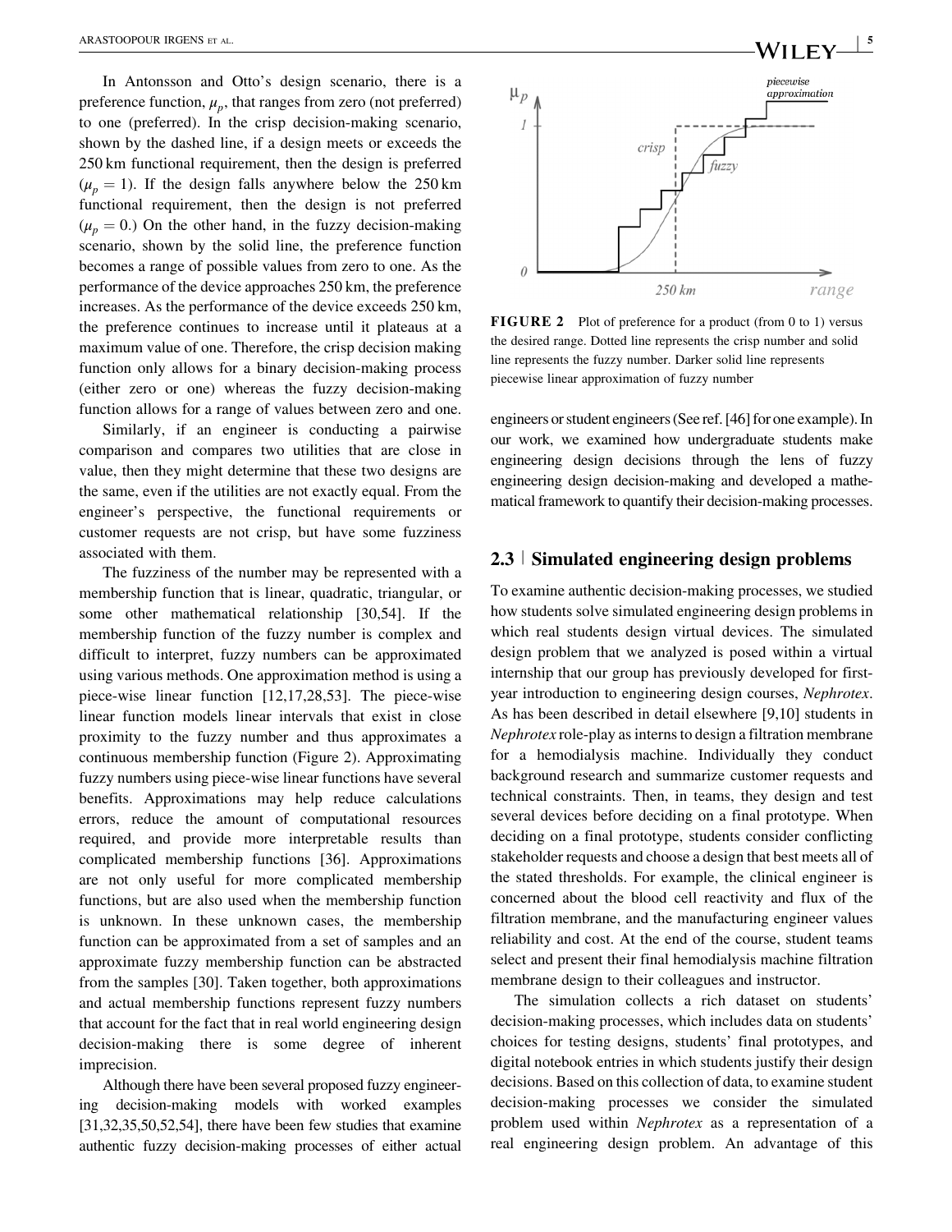In Antonsson and Otto's design scenario, there is a preference function, $\mu_p$, that ranges from zero (not preferred) to one (preferred). In the crisp decision-making scenario, shown by the dashed line, if a design meets or exceeds the 250 km functional requirement, then the design is preferred ($\mu_p = 1$). If the design falls anywhere below the 250 km functional requirement, then the design is not preferred ($\mu_p = 0$.) On the other hand, in the fuzzy decision-making scenario, shown by the solid line, the preference function becomes a range of possible values from zero to one. As the performance of the device approaches 250 km, the preference increases. As the performance of the device exceeds 250 km, the preference continues to increase until it plateaus at a maximum value of one. Therefore, the crisp decision making function only allows for a binary decision-making process (either zero or one) whereas the fuzzy decision-making function allows for a range of values between zero and one.

Similarly, if an engineer is conducting a pairwise comparison and compares two utilities that are close in value, then they might determine that these two designs are the same, even if the utilities are not exactly equal. From the engineer's perspective, the functional requirements or customer requests are not crisp, but have some fuzziness associated with them.

The fuzziness of the number may be represented with a membership function that is linear, quadratic, triangular, or some other mathematical relationship [30,54]. If the membership function of the fuzzy number is complex and difficult to interpret, fuzzy numbers can be approximated using various methods. One approximation method is using a piece-wise linear function [12,17,28,53]. The piece-wise linear function models linear intervals that exist in close proximity to the fuzzy number and thus approximates a continuous membership function (Figure 2). Approximating fuzzy numbers using piece-wise linear functions have several benefits. Approximations may help reduce calculations errors, reduce the amount of computational resources required, and provide more interpretable results than complicated membership functions [36]. Approximations are not only useful for more complicated membership functions, but are also used when the membership function is unknown. In these unknown cases, the membership function can be approximated from a set of samples and an approximate fuzzy membership function can be abstracted from the samples [30]. Taken together, both approximations and actual membership functions represent fuzzy numbers that account for the fact that in real world engineering design decision-making there is some degree of inherent imprecision.

Although there have been several proposed fuzzy engineering decision-making models with worked examples [31,32,35,50,52,54], there have been few studies that examine authentic fuzzy decision-making processes of either actual engineers or student engineers (See ref. [46] for one example). In our work, we examined how undergraduate students make engineering design decisions through the lens of fuzzy engineering design decision-making and developed a mathematical framework to quantify their decision-making processes.

**FIGURE 2** Plot of preference for a product (from 0 to 1) versus the desired range. Dotted line represents the crisp number and solid line represents the fuzzy number. Darker solid line represents piecewise linear approximation of fuzzy number

## 2.3 | Simulated engineering design problems

To examine authentic decision-making processes, we studied how students solve simulated engineering design problems in which real students design virtual devices. The simulated design problem that we analyzed is posed within a virtual internship that our group has previously developed for first-year introduction to engineering design courses, *Nephrotex*. As has been described in detail elsewhere [9,10] students in *Nephrotex* role-play as interns to design a filtration membrane for a hemodialysis machine. Individually they conduct background research and summarize customer requests and technical constraints. Then, in teams, they design and test several devices before deciding on a final prototype. When deciding on a final prototype, students consider conflicting stakeholder requests and choose a design that best meets all of the stated thresholds. For example, the clinical engineer is concerned about the blood cell reactivity and flux of the filtration membrane, and the manufacturing engineer values reliability and cost. At the end of the course, student teams select and present their final hemodialysis machine filtration membrane design to their colleagues and instructor.

The simulation collects a rich dataset on students' decision-making processes, which includes data on students' choices for testing designs, students' final prototypes, and digital notebook entries in which students justify their design decisions. Based on this collection of data, to examine student decision-making processes we consider the simulated problem used within *Nephrotex* as a representation of a real engineering design problem. An advantage of this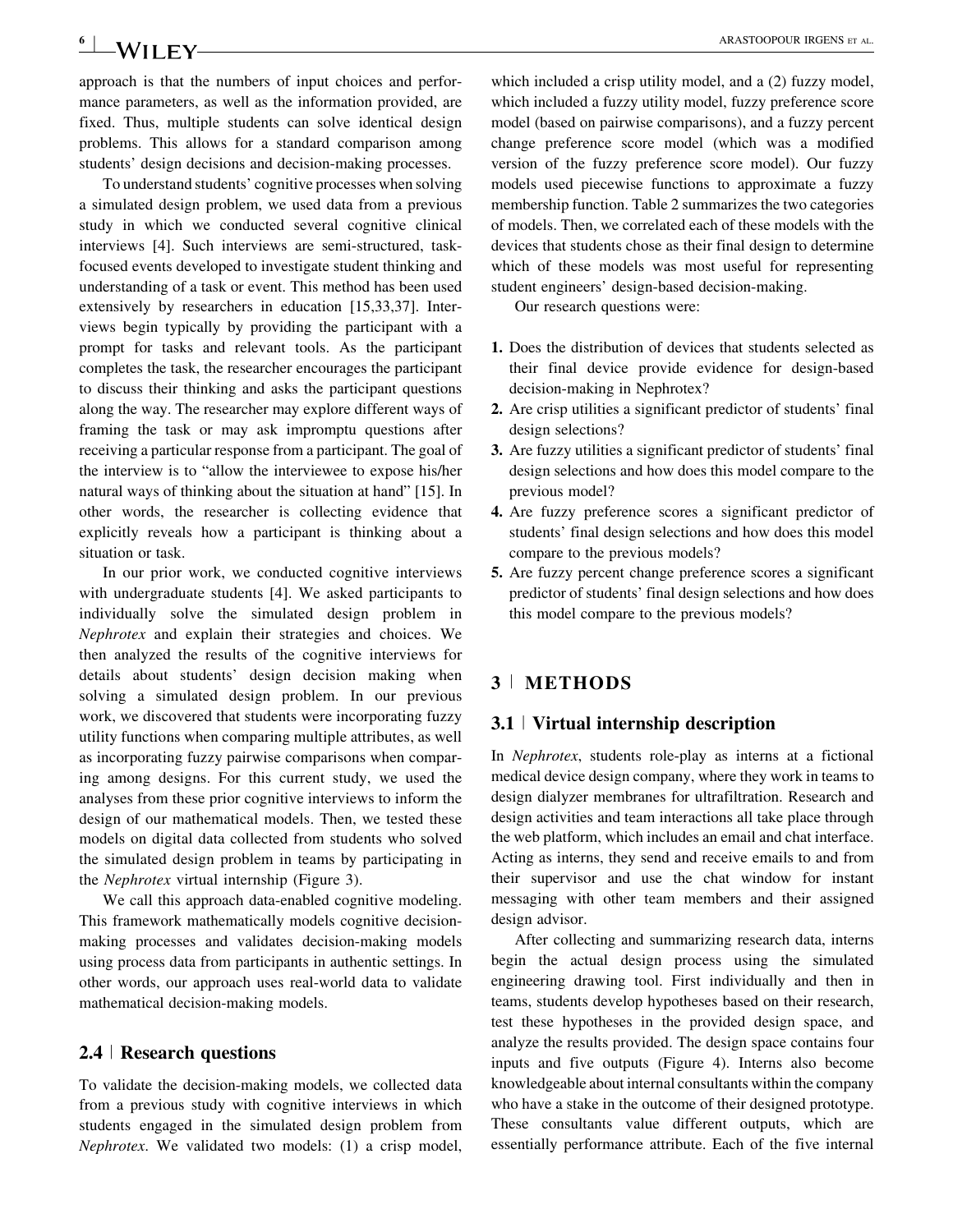approach is that the numbers of input choices and performance parameters, as well as the information provided, are fixed. Thus, multiple students can solve identical design problems. This allows for a standard comparison among students' design decisions and decision-making processes.

To understand students' cognitive processes when solving a simulated design problem, we used data from a previous study in which we conducted several cognitive clinical interviews [4]. Such interviews are semi-structured, task-focused events developed to investigate student thinking and understanding of a task or event. This method has been used extensively by researchers in education [15,33,37]. Interviews begin typically by providing the participant with a prompt for tasks and relevant tools. As the participant completes the task, the researcher encourages the participant to discuss their thinking and asks the participant questions along the way. The researcher may explore different ways of framing the task or may ask impromptu questions after receiving a particular response from a participant. The goal of the interview is to "allow the interviewee to expose his/her natural ways of thinking about the situation at hand" [15]. In other words, the researcher is collecting evidence that explicitly reveals how a participant is thinking about a situation or task.

In our prior work, we conducted cognitive interviews with undergraduate students [4]. We asked participants to individually solve the simulated design problem in *Nephrotex* and explain their strategies and choices. We then analyzed the results of the cognitive interviews for details about students' design decision making when solving a simulated design problem. In our previous work, we discovered that students were incorporating fuzzy utility functions when comparing multiple attributes, as well as incorporating fuzzy pairwise comparisons when comparing among designs. For this current study, we used the analyses from these prior cognitive interviews to inform the design of our mathematical models. Then, we tested these models on digital data collected from students who solved the simulated design problem in teams by participating in the *Nephrotex* virtual internship (Figure 3).

We call this approach data-enabled cognitive modeling. This framework mathematically models cognitive decision-making processes and validates decision-making models using process data from participants in authentic settings. In other words, our approach uses real-world data to validate mathematical decision-making models.

### 2.4 | Research questions

To validate the decision-making models, we collected data from a previous study with cognitive interviews in which students engaged in the simulated design problem from *Nephrotex*. We validated two models: (1) a crisp model, which included a crisp utility model, and a (2) fuzzy model, which included a fuzzy utility model, fuzzy preference score model (based on pairwise comparisons), and a fuzzy percent change preference score model (which was a modified version of the fuzzy preference score model). Our fuzzy models used piecewise functions to approximate a fuzzy membership function. Table 2 summarizes the two categories of models. Then, we correlated each of these models with the devices that students chose as their final design to determine which of these models was most useful for representing student engineers' design-based decision-making.

Our research questions were:

1. Does the distribution of devices that students selected as their final device provide evidence for design-based decision-making in Nephrotex?
2. Are crisp utilities a significant predictor of students' final design selections?
3. Are fuzzy utilities a significant predictor of students' final design selections and how does this model compare to the previous model?
4. Are fuzzy preference scores a significant predictor of students' final design selections and how does this model compare to the previous models?
5. Are fuzzy percent change preference scores a significant predictor of students' final design selections and how does this model compare to the previous models?

## 3 | METHODS

### 3.1 | Virtual internship description

In *Nephrotex*, students role-play as interns at a fictional medical device design company, where they work in teams to design dialyzer membranes for ultrafiltration. Research and design activities and team interactions all take place through the web platform, which includes an email and chat interface. Acting as interns, they send and receive emails to and from their supervisor and use the chat window for instant messaging with other team members and their assigned design advisor.

After collecting and summarizing research data, interns begin the actual design process using the simulated engineering drawing tool. First individually and then in teams, students develop hypotheses based on their research, test these hypotheses in the provided design space, and analyze the results provided. The design space contains four inputs and five outputs (Figure 4). Interns also become knowledgeable about internal consultants within the company who have a stake in the outcome of their designed prototype. These consultants value different outputs, which are essentially performance attribute. Each of the five internal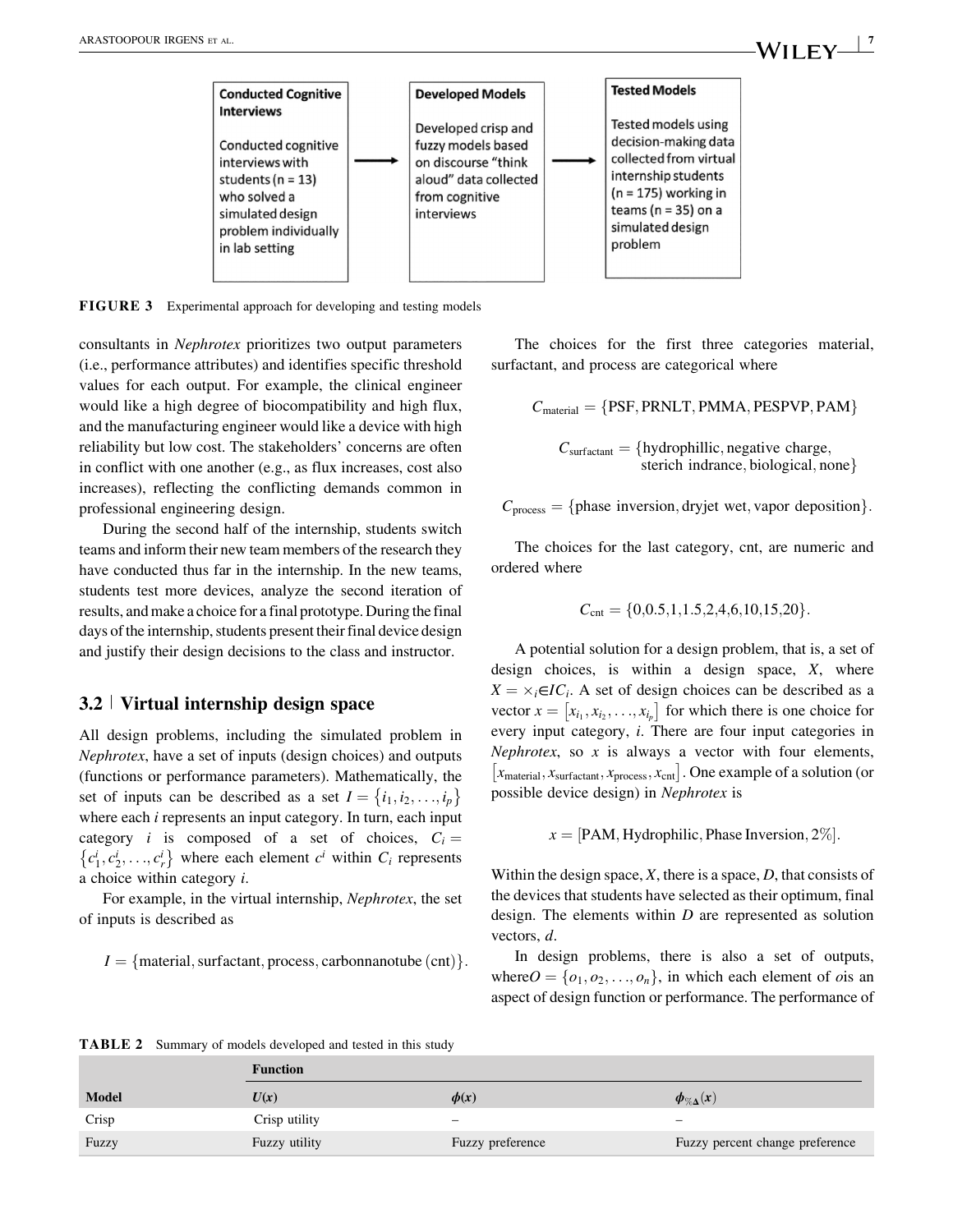**Conducted Cognitive Interviews**

Conducted cognitive interviews with students (n = 13) who solved a simulated design problem individually in lab setting

→

**Developed Models**

Developed crisp and fuzzy models based on discourse "think aloud" data collected from cognitive interviews

→

**Tested Models**

Tested models using decision-making data collected from virtual internship students (n = 175) working in teams (n = 35) on a simulated design problem

**FIGURE 3** Experimental approach for developing and testing models

consultants in *Nephrotex* prioritizes two output parameters (i.e., performance attributes) and identifies specific threshold values for each output. For example, the clinical engineer would like a high degree of biocompatibility and high flux, and the manufacturing engineer would like a device with high reliability but low cost. The stakeholders' concerns are often in conflict with one another (e.g., as flux increases, cost also increases), reflecting the conflicting demands common in professional engineering design.

During the second half of the internship, students switch teams and inform their new team members of the research they have conducted thus far in the internship. In the new teams, students test more devices, analyze the second iteration of results, and make a choice for a final prototype. During the final days of the internship, students present their final device design and justify their design decisions to the class and instructor.

## 3.2 | Virtual internship design space

All design problems, including the simulated problem in *Nephrotex*, have a set of inputs (design choices) and outputs (functions or performance parameters). Mathematically, the set of inputs can be described as a set $I = \{i_1, i_2, \ldots, i_p\}$ where each $i$ represents an input category. In turn, each input category $i$ is composed of a set of choices, $C_i = \{c_1^i, c_2^i, \ldots, c_r^i\}$ where each element $c^i$ within $C_i$ represents a choice within category $i$.

For example, in the virtual internship, *Nephrotex*, the set of inputs is described as

$$I = \{\text{material}, \text{surfactant}, \text{process}, \text{carbonnanotube (cnt)}\}.$$

The choices for the first three categories material, surfactant, and process are categorical where

$$C_{\text{material}} = \{\text{PSF}, \text{PRNLT}, \text{PMMA}, \text{PESPVP}, \text{PAM}\}$$

$$C_{\text{surfactant}} = \{\text{hydrophillic}, \text{negative charge}, \text{sterich indrance}, \text{biological}, \text{none}\}$$

$$C_{\text{process}} = \{\text{phase inversion}, \text{dryjet wet}, \text{vapor deposition}\}.$$

The choices for the last category, cnt, are numeric and ordered where

$$C_{\text{cnt}} = \{0, 0.5, 1, 1.5, 2, 4, 6, 10, 15, 20\}.$$

A potential solution for a design problem, that is, a set of design choices, is within a design space, $X$, where $X = \times_{i \in I} C_i$. A set of design choices can be described as a vector $x = [x_{i_1}, x_{i_2}, \ldots, x_{i_p}]$ for which there is one choice for every input category, $i$. There are four input categories in *Nephrotex*, so $x$ is always a vector with four elements, $[x_{\text{material}}, x_{\text{surfactant}}, x_{\text{process}}, x_{\text{cnt}}]$. One example of a solution (or possible device design) in *Nephrotex* is

$$x = [\text{PAM}, \text{Hydrophilic}, \text{Phase Inversion}, 2\%].$$

Within the design space, $X$, there is a space, $D$, that consists of the devices that students have selected as their optimum, final design. The elements within $D$ are represented as solution vectors, $d$.

In design problems, there is also a set of outputs, where $O = \{o_1, o_2, \ldots, o_n\}$, in which each element of $o$ is an aspect of design function or performance. The performance of

**TABLE 2** Summary of models developed and tested in this study

| | Function | | |
|---|---|---|---|
| **Model** | $U(x)$ | $\phi(x)$ | $\phi_{\%\Delta}(x)$ |
| Crisp | Crisp utility | – | – |
| Fuzzy | Fuzzy utility | Fuzzy preference | Fuzzy percent change preference |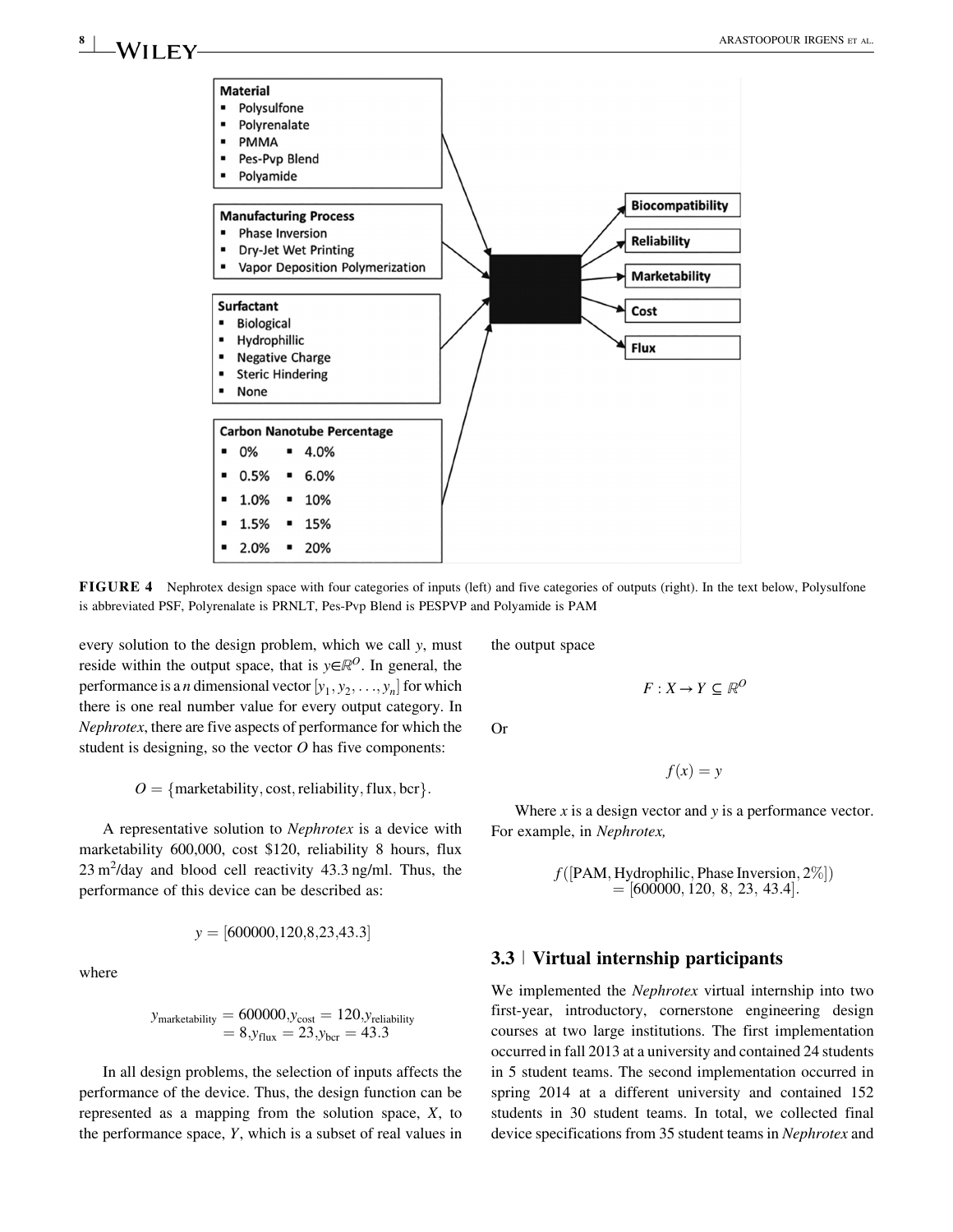Material
- Polysulfone
- Polyrenalate
- PMMA
- Pes-Pvp Blend
- Polyamide

Manufacturing Process
- Phase Inversion
- Dry-Jet Wet Printing
- Vapor Deposition Polymerization

Surfactant
- Biological
- Hydrophillic
- Negative Charge
- Steric Hindering
- None

Carbon Nanotube Percentage
- 0%
- 0.5%
- 1.0%
- 1.5%
- 2.0%
- 4.0%
- 6.0%
- 10%
- 15%
- 20%

Biocompatibility

Reliability

Marketability

Cost

Flux

**FIGURE 4** Nephrotex design space with four categories of inputs (left) and five categories of outputs (right). In the text below, Polysulfone is abbreviated PSF, Polyrenalate is PRNLT, Pes-Pvp Blend is PESPVP and Polyamide is PAM

every solution to the design problem, which we call $y$, must reside within the output space, that is $y \in \mathbb{R}^O$. In general, the performance is a $n$ dimensional vector $[y_1, y_2, \ldots, y_n]$ for which there is one real number value for every output category. In *Nephrotex*, there are five aspects of performance for which the student is designing, so the vector $O$ has five components:

$$O = \{\text{marketability}, \text{cost}, \text{reliability}, \text{flux}, \text{bcr}\}.$$

A representative solution to *Nephrotex* is a device with marketability 600,000, cost \$120, reliability 8 hours, flux 23 $m^2$/day and blood cell reactivity 43.3 ng/ml. Thus, the performance of this device can be described as:

$$y = [600000, 120, 8, 23, 43.3]$$

where

$$y_{\text{marketability}} = 600000, y_{\text{cost}} = 120, y_{\text{reliability}} = 8, y_{\text{flux}} = 23, y_{\text{bcr}} = 43.3$$

In all design problems, the selection of inputs affects the performance of the device. Thus, the design function can be represented as a mapping from the solution space, $X$, to the performance space, $Y$, which is a subset of real values in the output space

$$F : X \rightarrow Y \subseteq \mathbb{R}^O$$

Or

$$f(x) = y$$

Where $x$ is a design vector and $y$ is a performance vector. For example, in *Nephrotex,*

$$f([\text{PAM}, \text{Hydrophilic}, \text{Phase Inversion}, 2\%]) = [600000, 120, 8, 23, 43.4].$$

### 3.3 | Virtual internship participants

We implemented the *Nephrotex* virtual internship into two first-year, introductory, cornerstone engineering design courses at two large institutions. The first implementation occurred in fall 2013 at a university and contained 24 students in 5 student teams. The second implementation occurred in spring 2014 at a different university and contained 152 students in 30 student teams. In total, we collected final device specifications from 35 student teams in *Nephrotex* and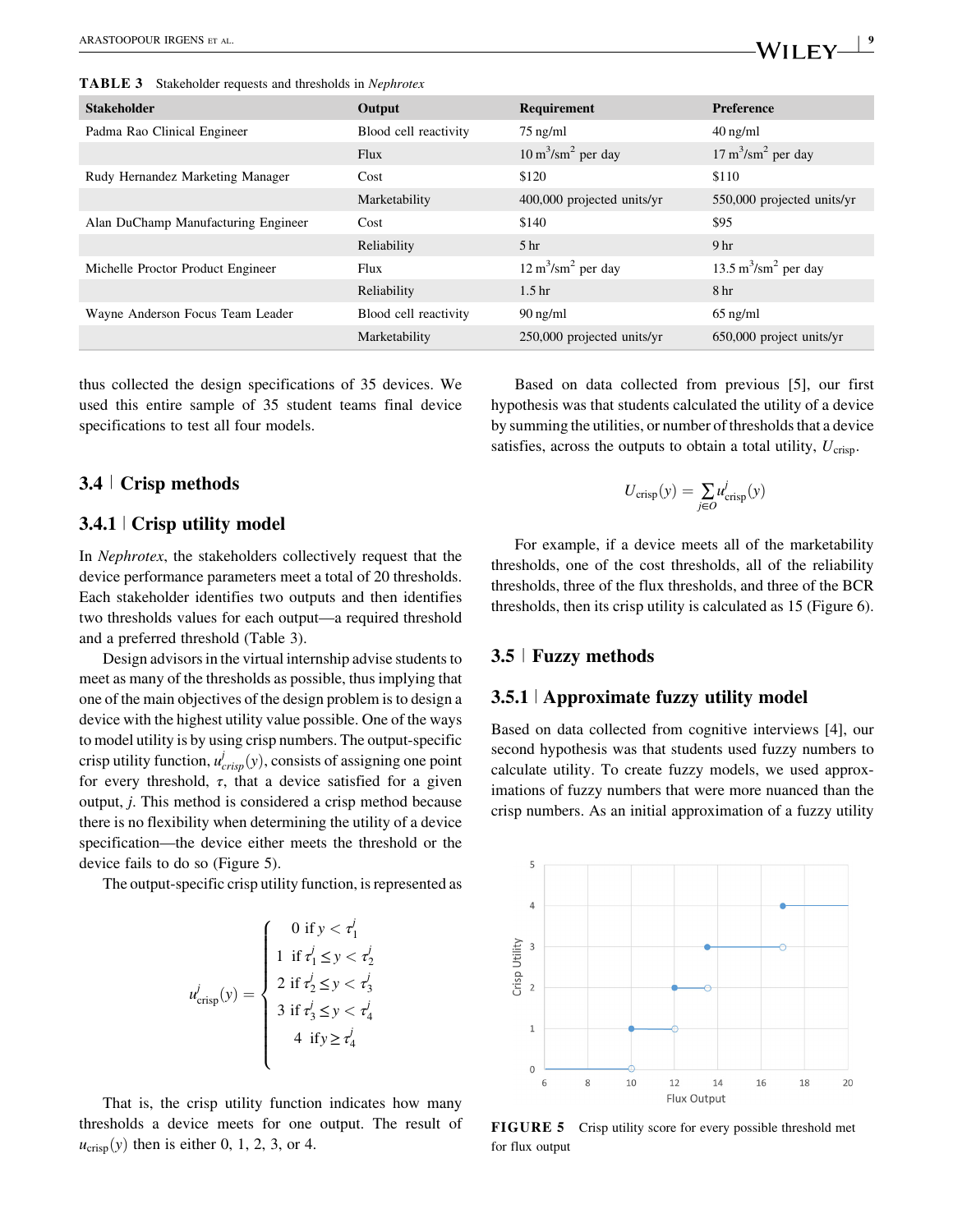**TABLE 3** Stakeholder requests and thresholds in *Nephrotex*

| Stakeholder | Output | Requirement | Preference |
|---|---|---|---|
| Padma Rao Clinical Engineer | Blood cell reactivity | 75 ng/ml | 40 ng/ml |
| | Flux | 10 $m^3/sm^2$ per day | 17 $m^3/sm^2$ per day |
| Rudy Hernandez Marketing Manager | Cost | $120 | $110 |
| | Marketability | 400,000 projected units/yr | 550,000 projected units/yr |
| Alan DuChamp Manufacturing Engineer | Cost | $140 | $95 |
| | Reliability | 5 hr | 9 hr |
| Michelle Proctor Product Engineer | Flux | 12 $m^3/sm^2$ per day | 13.5 $m^3/sm^2$ per day |
| | Reliability | 1.5 hr | 8 hr |
| Wayne Anderson Focus Team Leader | Blood cell reactivity | 90 ng/ml | 65 ng/ml |
| | Marketability | 250,000 projected units/yr | 650,000 project units/yr |

thus collected the design specifications of 35 devices. We used this entire sample of 35 student teams final device specifications to test all four models.

## 3.4 | Crisp methods

### 3.4.1 | Crisp utility model

In *Nephrotex*, the stakeholders collectively request that the device performance parameters meet a total of 20 thresholds. Each stakeholder identifies two outputs and then identifies two thresholds values for each output—a required threshold and a preferred threshold (Table 3).

Design advisors in the virtual internship advise students to meet as many of the thresholds as possible, thus implying that one of the main objectives of the design problem is to design a device with the highest utility value possible. One of the ways to model utility is by using crisp numbers. The output-specific crisp utility function, $u^j_{crisp}(y)$, consists of assigning one point for every threshold, $\tau$, that a device satisfied for a given output, $j$. This method is considered a crisp method because there is no flexibility when determining the utility of a device specification—the device either meets the threshold or the device fails to do so (Figure 5).

The output-specific crisp utility function, is represented as

$$u^j_{\text{crisp}}(y) = \begin{cases} 0 \text{ if } y < \tau^j_1 \\ 1 \text{ if } \tau^j_1 \leq y < \tau^j_2 \\ 2 \text{ if } \tau^j_2 \leq y < \tau^j_3 \\ 3 \text{ if } \tau^j_3 \leq y < \tau^j_4 \\ 4 \text{ if } y \geq \tau^j_4 \end{cases}$$

That is, the crisp utility function indicates how many thresholds a device meets for one output. The result of $u_{\text{crisp}}(y)$ then is either 0, 1, 2, 3, or 4.

Based on data collected from previous [5], our first hypothesis was that students calculated the utility of a device by summing the utilities, or number of thresholds that a device satisfies, across the outputs to obtain a total utility, $U_{\text{crisp}}$.

$$U_{\text{crisp}}(y) = \sum_{j \in O} u^j_{\text{crisp}}(y)$$

For example, if a device meets all of the marketability thresholds, one of the cost thresholds, all of the reliability thresholds, three of the flux thresholds, and three of the BCR thresholds, then its crisp utility is calculated as 15 (Figure 6).

## 3.5 | Fuzzy methods

### 3.5.1 | Approximate fuzzy utility model

Based on data collected from cognitive interviews [4], our second hypothesis was that students used fuzzy numbers to calculate utility. To create fuzzy models, we used approximations of fuzzy numbers that were more nuanced than the crisp numbers. As an initial approximation of a fuzzy utility

**FIGURE 5** Crisp utility score for every possible threshold met for flux output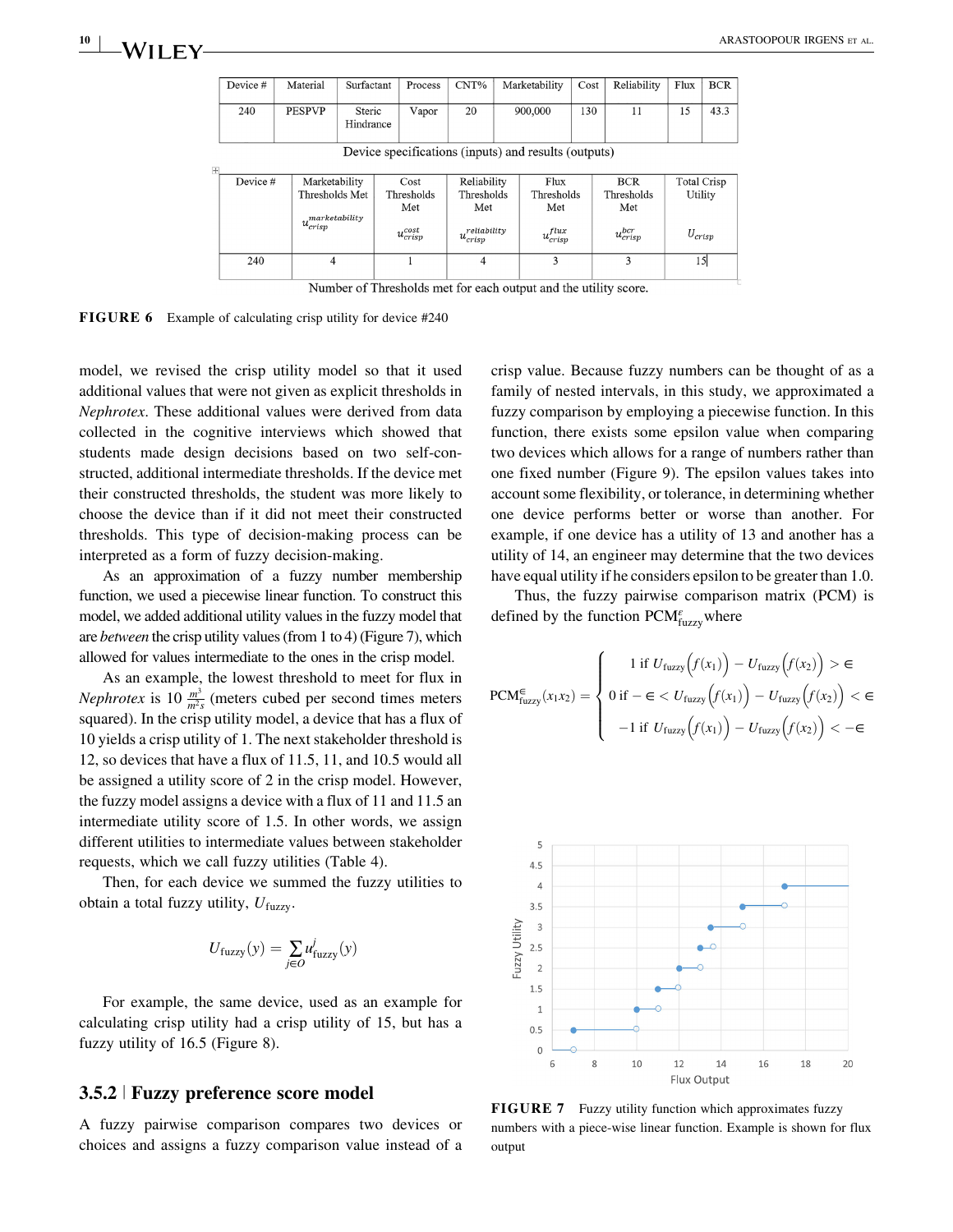| Device # | Material | Surfactant | Process | CNT% | Marketability | Cost | Reliability | Flux | BCR |
|---|---|---|---|---|---|---|---|---|---|
| 240 | PESPVP | Steric Hindrance | Vapor | 20 | 900,000 | 130 | 11 | 15 | 43.3 |

Device specifications (inputs) and results (outputs)

| Device # | Marketability Thresholds Met $u_{crisp}^{marketability}$ | Cost Thresholds Met $u_{crisp}^{cost}$ | Reliability Thresholds Met $u_{crisp}^{reliability}$ | Flux Thresholds Met $u_{crisp}^{flux}$ | BCR Thresholds Met $u_{crisp}^{bcr}$ | Total Crisp Utility $U_{crisp}$ |
|---|---|---|---|---|---|---|
| 240 | 4 | 1 | 4 | 3 | 3 | 15 |

Number of Thresholds met for each output and the utility score.

**FIGURE 6** Example of calculating crisp utility for device #240

model, we revised the crisp utility model so that it used additional values that were not given as explicit thresholds in *Nephrotex*. These additional values were derived from data collected in the cognitive interviews which showed that students made design decisions based on two self-constructed, additional intermediate thresholds. If the device met their constructed thresholds, the student was more likely to choose the device than if it did not meet their constructed thresholds. This type of decision-making process can be interpreted as a form of fuzzy decision-making.

As an approximation of a fuzzy number membership function, we used a piecewise linear function. To construct this model, we added additional utility values in the fuzzy model that are *between* the crisp utility values (from 1 to 4) (Figure 7), which allowed for values intermediate to the ones in the crisp model.

As an example, the lowest threshold to meet for flux in *Nephrotex* is 10 $\frac{m^3}{m^2 s}$ (meters cubed per second times meters squared). In the crisp utility model, a device that has a flux of 10 yields a crisp utility of 1. The next stakeholder threshold is 12, so devices that have a flux of 11.5, 11, and 10.5 would all be assigned a utility score of 2 in the crisp model. However, the fuzzy model assigns a device with a flux of 11 and 11.5 an intermediate utility score of 1.5. In other words, we assign different utilities to intermediate values between stakeholder requests, which we call fuzzy utilities (Table 4).

Then, for each device we summed the fuzzy utilities to obtain a total fuzzy utility, $U_{\text{fuzzy}}$.

$$U_{\text{fuzzy}}(y) = \sum_{j \in O} u_{\text{fuzzy}}^{j}(y)$$

For example, the same device, used as an example for calculating crisp utility had a crisp utility of 15, but has a fuzzy utility of 16.5 (Figure 8).

### 3.5.2 | Fuzzy preference score model

A fuzzy pairwise comparison compares two devices or choices and assigns a fuzzy comparison value instead of a crisp value. Because fuzzy numbers can be thought of as a family of nested intervals, in this study, we approximated a fuzzy comparison by employing a piecewise function. In this function, there exists some epsilon value when comparing two devices which allows for a range of numbers rather than one fixed number (Figure 9). The epsilon values takes into account some flexibility, or tolerance, in determining whether one device performs better or worse than another. For example, if one device has a utility of 13 and another has a utility of 14, an engineer may determine that the two devices have equal utility if he considers epsilon to be greater than 1.0.

Thus, the fuzzy pairwise comparison matrix (PCM) is defined by the function $\text{PCM}_{\text{fuzzy}}^{\epsilon}$ where

$$\text{PCM}_{\text{fuzzy}}^{\epsilon}(x_1 x_2) = \begin{cases} 1 \text{ if } U_{\text{fuzzy}}\big(f(x_1)\big) - U_{\text{fuzzy}}\big(f(x_2)\big) > \epsilon \\ 0 \text{ if } -\epsilon < U_{\text{fuzzy}}\big(f(x_1)\big) - U_{\text{fuzzy}}\big(f(x_2)\big) < \epsilon \\ -1 \text{ if } U_{\text{fuzzy}}\big(f(x_1)\big) - U_{\text{fuzzy}}\big(f(x_2)\big) < -\epsilon \end{cases}$$

**FIGURE 7** Fuzzy utility function which approximates fuzzy numbers with a piece-wise linear function. Example is shown for flux output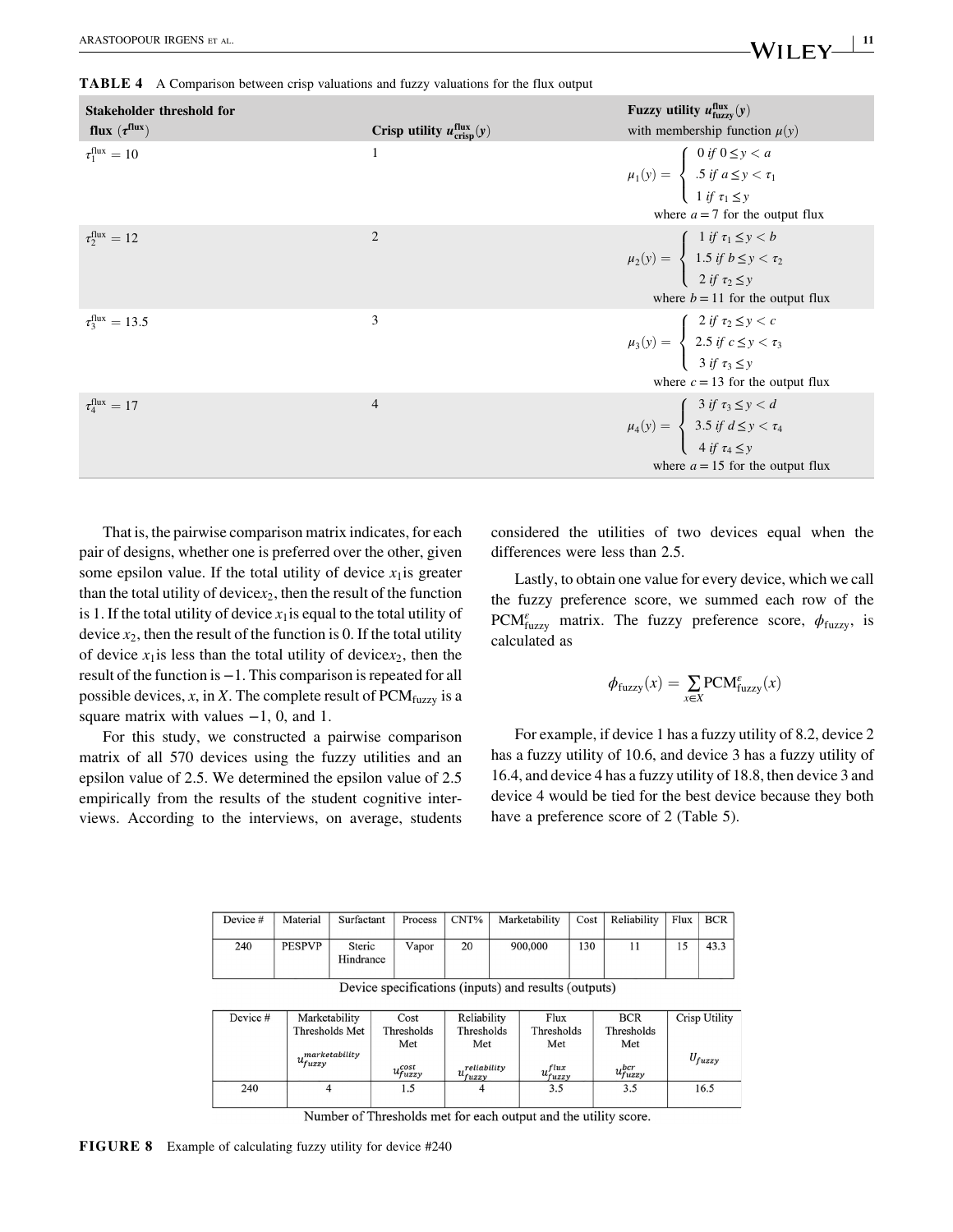**TABLE 4** A Comparison between crisp valuations and fuzzy valuations for the flux output

| Stakeholder threshold for flux ($\tau^{\text{flux}}$) | Crisp utility $u^{\text{flux}}_{\text{crisp}}(y)$ | Fuzzy utility $u^{\text{flux}}_{\text{fuzzy}}(y)$ with membership function $\mu(y)$ |
|---|---|---|
| $\tau_1^{\text{flux}} = 10$ | 1 | $\mu_1(y) = \begin{cases} 0 \text{ if } 0 \leq y < a \\ .5 \text{ if } a \leq y < \tau_1 \\ 1 \text{ if } \tau_1 \leq y \end{cases}$ where $a = 7$ for the output flux |
| $\tau_2^{\text{flux}} = 12$ | 2 | $\mu_2(y) = \begin{cases} 1 \text{ if } \tau_1 \leq y < b \\ 1.5 \text{ if } b \leq y < \tau_2 \\ 2 \text{ if } \tau_2 \leq y \end{cases}$ where $b = 11$ for the output flux |
| $\tau_3^{\text{flux}} = 13.5$ | 3 | $\mu_3(y) = \begin{cases} 2 \text{ if } \tau_2 \leq y < c \\ 2.5 \text{ if } c \leq y < \tau_3 \\ 3 \text{ if } \tau_3 \leq y \end{cases}$ where $c = 13$ for the output flux |
| $\tau_4^{\text{flux}} = 17$ | 4 | $\mu_4(y) = \begin{cases} 3 \text{ if } \tau_3 \leq y < d \\ 3.5 \text{ if } d \leq y < \tau_4 \\ 4 \text{ if } \tau_4 \leq y \end{cases}$ where $a = 15$ for the output flux |

That is, the pairwise comparison matrix indicates, for each pair of designs, whether one is preferred over the other, given some epsilon value. If the total utility of device $x_1$ is greater than the total utility of device $x_2$, then the result of the function is 1. If the total utility of device $x_1$ is equal to the total utility of device $x_2$, then the result of the function is 0. If the total utility of device $x_1$ is less than the total utility of device $x_2$, then the result of the function is −1. This comparison is repeated for all possible devices, $x$, in $X$. The complete result of $\text{PCM}_{\text{fuzzy}}$ is a square matrix with values −1, 0, and 1.

For this study, we constructed a pairwise comparison matrix of all 570 devices using the fuzzy utilities and an epsilon value of 2.5. We determined the epsilon value of 2.5 empirically from the results of the student cognitive interviews. According to the interviews, on average, students considered the utilities of two devices equal when the differences were less than 2.5.

Lastly, to obtain one value for every device, which we call the fuzzy preference score, we summed each row of the $\text{PCM}^{\varepsilon}_{\text{fuzzy}}$ matrix. The fuzzy preference score, $\phi_{\text{fuzzy}}$, is calculated as

$$\phi_{\text{fuzzy}}(x) = \sum_{x \in X} \text{PCM}^{\varepsilon}_{\text{fuzzy}}(x)$$

For example, if device 1 has a fuzzy utility of 8.2, device 2 has a fuzzy utility of 10.6, and device 3 has a fuzzy utility of 16.4, and device 4 has a fuzzy utility of 18.8, then device 3 and device 4 would be tied for the best device because they both have a preference score of 2 (Table 5).

| Device # | Material | Surfactant | Process | CNT% | Marketability | Cost | Reliability | Flux | BCR |
|---|---|---|---|---|---|---|---|---|---|
| 240 | PESPVP | Steric Hindrance | Vapor | 20 | 900,000 | 130 | 11 | 15 | 43.3 |

Device specifications (inputs) and results (outputs)

| Device # | Marketability Thresholds Met $u^{marketability}_{fuzzy}$ | Cost Thresholds Met $u^{cost}_{fuzzy}$ | Reliability Thresholds Met $u^{reliability}_{fuzzy}$ | Flux Thresholds Met $u^{flux}_{fuzzy}$ | BCR Thresholds Met $u^{bcr}_{fuzzy}$ | Crisp Utility $U_{fuzzy}$ |
|---|---|---|---|---|---|---|
| 240 | 4 | 1.5 | 4 | 3.5 | 3.5 | 16.5 |

Number of Thresholds met for each output and the utility score.

**FIGURE 8** Example of calculating fuzzy utility for device #240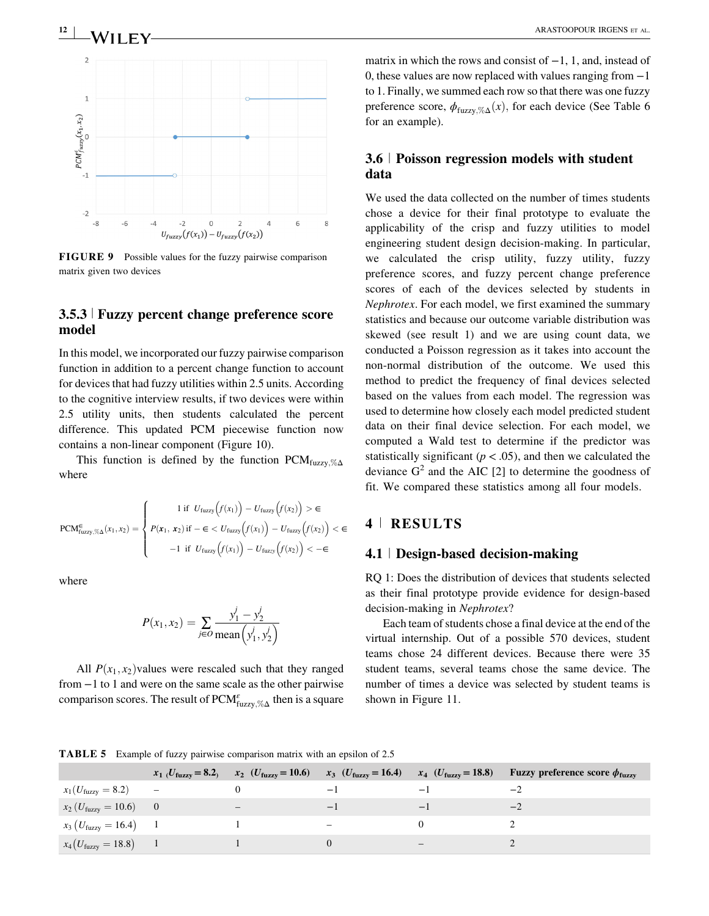FIGURE 9 Possible values for the fuzzy pairwise comparison matrix given two devices

### 3.5.3 | Fuzzy percent change preference score model

In this model, we incorporated our fuzzy pairwise comparison function in addition to a percent change function to account for devices that had fuzzy utilities within 2.5 units. According to the cognitive interview results, if two devices were within 2.5 utility units, then students calculated the percent difference. This updated PCM piecewise function now contains a non-linear component (Figure 10).

This function is defined by the function $\mathrm{PCM}_{\mathrm{fuzzy},\%\Delta}$ where

$$\mathrm{PCM}^{\epsilon}_{\mathrm{fuzzy},\%\Delta}(x_1,x_2) = \begin{cases} 1 \text{ if } U_{\mathrm{fuzzy}}\left(f(x_1)\right) - U_{\mathrm{fuzzy}}\left(f(x_2)\right) > \epsilon \\ P(\boldsymbol{x}_1, \boldsymbol{x}_2) \text{ if } -\epsilon < U_{\mathrm{fuzzy}}\left(f(x_1)\right) - U_{\mathrm{fuzzy}}\left(f(x_2)\right) < \epsilon \\ -1 \text{ if } U_{\mathrm{fuzzy}}\left(f(x_1)\right) - U_{\mathrm{fuzzy}}\left(f(x_2)\right) < -\epsilon \end{cases}$$

where

$$P(x_1,x_2) = \sum_{j \in O} \frac{y_1^j - y_2^j}{\mathrm{mean}\left(y_1^j, y_2^j\right)}$$

All $P(x_1,x_2)$ values were rescaled such that they ranged from −1 to 1 and were on the same scale as the other pairwise comparison scores. The result of $\mathrm{PCM}^{\epsilon}_{\mathrm{fuzzy},\%\Delta}$ then is a square matrix in which the rows and consist of −1, 1, and, instead of 0, these values are now replaced with values ranging from −1 to 1. Finally, we summed each row so that there was one fuzzy preference score, $\phi_{\mathrm{fuzzy},\%\Delta}(x)$, for each device (See Table 6 for an example).

## 3.6 | Poisson regression models with student data

We used the data collected on the number of times students chose a device for their final prototype to evaluate the applicability of the crisp and fuzzy utilities to model engineering student design decision-making. In particular, we calculated the crisp utility, fuzzy utility, fuzzy preference scores, and fuzzy percent change preference scores of each of the devices selected by students in *Nephrotex*. For each model, we first examined the summary statistics and because our outcome variable distribution was skewed (see result 1) and we are using count data, we conducted a Poisson regression as it takes into account the non-normal distribution of the outcome. We used this method to predict the frequency of final devices selected based on the values from each model. The regression was used to determine how closely each model predicted student data on their final device selection. For each model, we computed a Wald test to determine if the predictor was statistically significant ($p < .05$), and then we calculated the deviance $G^2$ and the AIC [2] to determine the goodness of fit. We compared these statistics among all four models.

# 4 | RESULTS

## 4.1 | Design-based decision-making

RQ 1: Does the distribution of devices that students selected as their final prototype provide evidence for design-based decision-making in *Nephrotex*?

Each team of students chose a final device at the end of the virtual internship. Out of a possible 570 devices, student teams chose 24 different devices. Because there were 35 student teams, several teams chose the same device. The number of times a device was selected by student teams is shown in Figure 11.

TABLE 5 Example of fuzzy pairwise comparison matrix with an epsilon of 2.5

| | $x_1$ ($U_{\mathrm{fuzzy}} = 8.2$) | $x_2$ ($U_{\mathrm{fuzzy}} = 10.6$) | $x_3$ ($U_{\mathrm{fuzzy}} = 16.4$) | $x_4$ ($U_{\mathrm{fuzzy}} = 18.8$) | Fuzzy preference score $\phi_{\mathrm{fuzzy}}$ |
|---|---|---|---|---|---|
| $x_1$ ($U_{\mathrm{fuzzy}} = 8.2$) | – | 0 | −1 | −1 | −2 |
| $x_2$ ($U_{\mathrm{fuzzy}} = 10.6$) | 0 | – | −1 | −1 | −2 |
| $x_3$ ($U_{\mathrm{fuzzy}} = 16.4$) | 1 | 1 | – | 0 | 2 |
| $x_4$ ($U_{\mathrm{fuzzy}} = 18.8$) | 1 | 1 | 0 | – | 2 |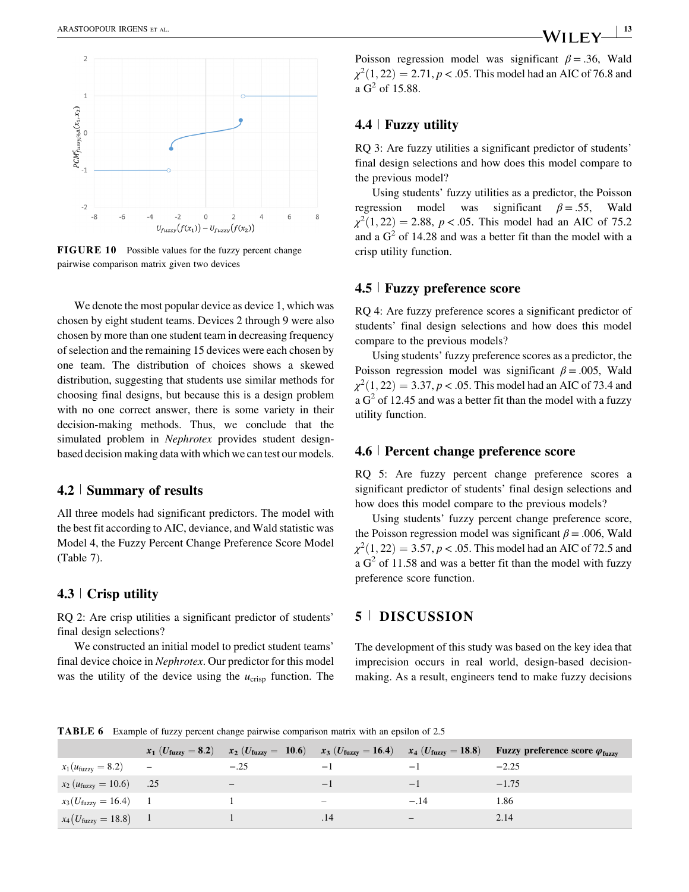FIGURE 10 Possible values for the fuzzy percent change pairwise comparison matrix given two devices

We denote the most popular device as device 1, which was chosen by eight student teams. Devices 2 through 9 were also chosen by more than one student team in decreasing frequency of selection and the remaining 15 devices were each chosen by one team. The distribution of choices shows a skewed distribution, suggesting that students use similar methods for choosing final designs, but because this is a design problem with no one correct answer, there is some variety in their decision-making methods. Thus, we conclude that the simulated problem in *Nephrotex* provides student design-based decision making data with which we can test our models.

## 4.2 | Summary of results

All three models had significant predictors. The model with the best fit according to AIC, deviance, and Wald statistic was Model 4, the Fuzzy Percent Change Preference Score Model (Table 7).

## 4.3 | Crisp utility

RQ 2: Are crisp utilities a significant predictor of students' final design selections?

We constructed an initial model to predict student teams' final device choice in *Nephrotex*. Our predictor for this model was the utility of the device using the $u_{\text{crisp}}$ function. The Poisson regression model was significant $\beta = .36$, Wald $\chi^2(1, 22) = 2.71, p < .05$. This model had an AIC of 76.8 and a $G^2$ of 15.88.

## 4.4 | Fuzzy utility

RQ 3: Are fuzzy utilities a significant predictor of students' final design selections and how does this model compare to the previous model?

Using students' fuzzy utilities as a predictor, the Poisson regression model was significant $\beta = .55$, Wald $\chi^2(1, 22) = 2.88$, $p < .05$. This model had an AIC of 75.2 and a $G^2$ of 14.28 and was a better fit than the model with a crisp utility function.

## 4.5 | Fuzzy preference score

RQ 4: Are fuzzy preference scores a significant predictor of students' final design selections and how does this model compare to the previous models?

Using students' fuzzy preference scores as a predictor, the Poisson regression model was significant $\beta = .005$, Wald $\chi^2(1, 22) = 3.37, p < .05$. This model had an AIC of 73.4 and a $G^2$ of 12.45 and was a better fit than the model with a fuzzy utility function.

## 4.6 | Percent change preference score

RQ 5: Are fuzzy percent change preference scores a significant predictor of students' final design selections and how does this model compare to the previous models?

Using students' fuzzy percent change preference score, the Poisson regression model was significant $\beta = .006$, Wald $\chi^2(1, 22) = 3.57, p < .05$. This model had an AIC of 72.5 and a $G^2$ of 11.58 and was a better fit than the model with fuzzy preference score function.

# 5 | DISCUSSION

The development of this study was based on the key idea that imprecision occurs in real world, design-based decision-making. As a result, engineers tend to make fuzzy decisions

**TABLE 6** Example of fuzzy percent change pairwise comparison matrix with an epsilon of 2.5

| | $x_1$ ($U_{\text{fuzzy}} = 8.2$) | $x_2$ ($U_{\text{fuzzy}} =$ 10.6) | $x_3$ ($U_{\text{fuzzy}} = 16.4$) | $x_4$ ($U_{\text{fuzzy}} = 18.8$) | Fuzzy preference score $\varphi_{\text{fuzzy}}$ |
|---|---|---|---|---|---|
| $x_1(u_{\text{fuzzy}} = 8.2)$ | – | −.25 | −1 | −1 | −2.25 |
| $x_2(u_{\text{fuzzy}} = 10.6)$ | .25 | – | −1 | −1 | −1.75 |
| $x_3(U_{\text{fuzzy}} = 16.4)$ | 1 | 1 | – | −.14 | 1.86 |
| $x_4(U_{\text{fuzzy}} = 18.8)$ | 1 | 1 | .14 | – | 2.14 |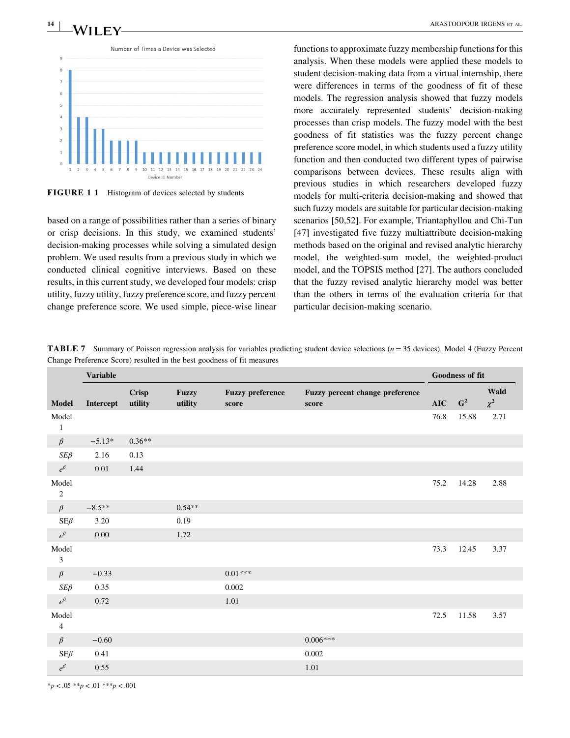FIGURE 1 1 Histogram of devices selected by students

based on a range of possibilities rather than a series of binary or crisp decisions. In this study, we examined students' decision-making processes while solving a simulated design problem. We used results from a previous study in which we conducted clinical cognitive interviews. Based on these results, in this current study, we developed four models: crisp utility, fuzzy utility, fuzzy preference score, and fuzzy percent change preference score. We used simple, piece-wise linear functions to approximate fuzzy membership functions for this analysis. When these models were applied these models to student decision-making data from a virtual internship, there were differences in terms of the goodness of fit of these models. The regression analysis showed that fuzzy models more accurately represented students' decision-making processes than crisp models. The fuzzy model with the best goodness of fit statistics was the fuzzy percent change preference score model, in which students used a fuzzy utility function and then conducted two different types of pairwise comparisons between devices. These results align with previous studies in which researchers developed fuzzy models for multi-criteria decision-making and showed that such fuzzy models are suitable for particular decision-making scenarios [50,52]. For example, Triantaphyllou and Chi-Tun [47] investigated five fuzzy multiattribute decision-making methods based on the original and revised analytic hierarchy model, the weighted-sum model, the weighted-product model, and the TOPSIS method [27]. The authors concluded that the fuzzy revised analytic hierarchy model was better than the others in terms of the evaluation criteria for that particular decision-making scenario.

**TABLE 7** Summary of Poisson regression analysis for variables predicting student device selections ($n = 35$ devices). Model 4 (Fuzzy Percent Change Preference Score) resulted in the best goodness of fit measures

| | Variable | | | | | Goodness of fit | | |
|---|---|---|---|---|---|---|---|---|
| **Model** | **Intercept** | **Crisp utility** | **Fuzzy utility** | **Fuzzy preference score** | **Fuzzy percent change preference score** | **AIC** | **$G^2$** | **Wald $\chi^2$** |
| Model 1 | | | | | | 76.8 | 15.88 | 2.71 |
| $\beta$ | −5.13* | 0.36** | | | | | | |
| $SE\beta$ | 2.16 | 0.13 | | | | | | |
| $e^{\beta}$ | 0.01 | 1.44 | | | | | | |
| Model 2 | | | | | | 75.2 | 14.28 | 2.88 |
| $\beta$ | −8.5** | | 0.54** | | | | | |
| $SE\beta$ | 3.20 | | 0.19 | | | | | |
| $e^{\beta}$ | 0.00 | | 1.72 | | | | | |
| Model 3 | | | | | | 73.3 | 12.45 | 3.37 |
| $\beta$ | −0.33 | | | 0.01*** | | | | |
| $SE\beta$ | 0.35 | | | 0.002 | | | | |
| $e^{\beta}$ | 0.72 | | | 1.01 | | | | |
| Model 4 | | | | | | 72.5 | 11.58 | 3.57 |
| $\beta$ | −0.60 | | | | 0.006*** | | | |
| $SE\beta$ | 0.41 | | | | 0.002 | | | |
| $e^{\beta}$ | 0.55 | | | | 1.01 | | | |

*$p < .05$ **$p < .01$ ***$p < .001$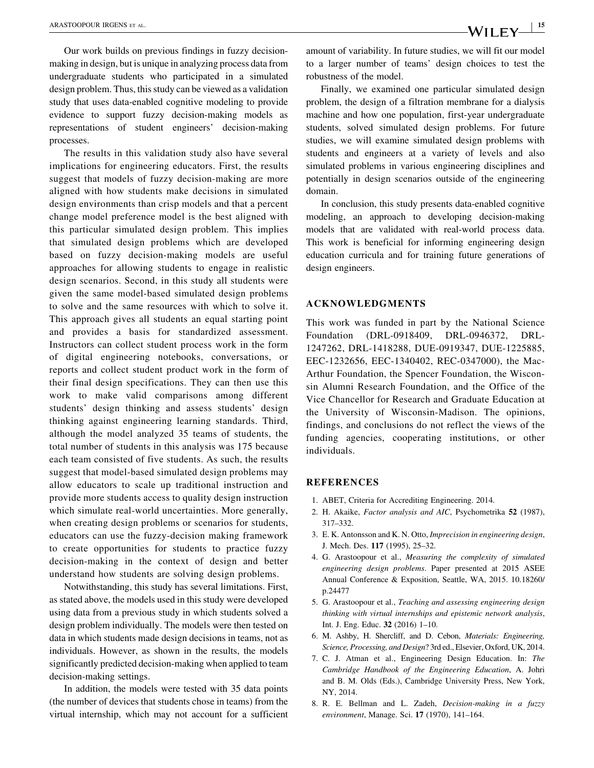Our work builds on previous findings in fuzzy decision-making in design, but is unique in analyzing process data from undergraduate students who participated in a simulated design problem. Thus, this study can be viewed as a validation study that uses data-enabled cognitive modeling to provide evidence to support fuzzy decision-making models as representations of student engineers' decision-making processes.

The results in this validation study also have several implications for engineering educators. First, the results suggest that models of fuzzy decision-making are more aligned with how students make decisions in simulated design environments than crisp models and that a percent change model preference model is the best aligned with this particular simulated design problem. This implies that simulated design problems which are developed based on fuzzy decision-making models are useful approaches for allowing students to engage in realistic design scenarios. Second, in this study all students were given the same model-based simulated design problems to solve and the same resources with which to solve it. This approach gives all students an equal starting point and provides a basis for standardized assessment. Instructors can collect student process work in the form of digital engineering notebooks, conversations, or reports and collect student product work in the form of their final design specifications. They can then use this work to make valid comparisons among different students' design thinking and assess students' design thinking against engineering learning standards. Third, although the model analyzed 35 teams of students, the total number of students in this analysis was 175 because each team consisted of five students. As such, the results suggest that model-based simulated design problems may allow educators to scale up traditional instruction and provide more students access to quality design instruction which simulate real-world uncertainties. More generally, when creating design problems or scenarios for students, educators can use the fuzzy-decision making framework to create opportunities for students to practice fuzzy decision-making in the context of design and better understand how students are solving design problems.

Notwithstanding, this study has several limitations. First, as stated above, the models used in this study were developed using data from a previous study in which students solved a design problem individually. The models were then tested on data in which students made design decisions in teams, not as individuals. However, as shown in the results, the models significantly predicted decision-making when applied to team decision-making settings.

In addition, the models were tested with 35 data points (the number of devices that students chose in teams) from the virtual internship, which may not account for a sufficient amount of variability. In future studies, we will fit our model to a larger number of teams' design choices to test the robustness of the model.

Finally, we examined one particular simulated design problem, the design of a filtration membrane for a dialysis machine and how one population, first-year undergraduate students, solved simulated design problems. For future studies, we will examine simulated design problems with students and engineers at a variety of levels and also simulated problems in various engineering disciplines and potentially in design scenarios outside of the engineering domain.

In conclusion, this study presents data-enabled cognitive modeling, an approach to developing decision-making models that are validated with real-world process data. This work is beneficial for informing engineering design education curricula and for training future generations of design engineers.

## ACKNOWLEDGMENTS

This work was funded in part by the National Science Foundation (DRL-0918409, DRL-0946372, DRL-1247262, DRL-1418288, DUE-0919347, DUE-1225885, EEC-1232656, EEC-1340402, REC-0347000), the MacArthur Foundation, the Spencer Foundation, the Wisconsin Alumni Research Foundation, and the Office of the Vice Chancellor for Research and Graduate Education at the University of Wisconsin-Madison. The opinions, findings, and conclusions do not reflect the views of the funding agencies, cooperating institutions, or other individuals.

## REFERENCES

1. ABET, Criteria for Accrediting Engineering. 2014.
2. H. Akaike, *Factor analysis and AIC*, Psychometrika **52** (1987), 317–332.
3. E. K. Antonsson and K. N. Otto, *Imprecision in engineering design*, J. Mech. Des. **117** (1995), 25–32.
4. G. Arastoopour et al., *Measuring the complexity of simulated engineering design problems*. Paper presented at 2015 ASEE Annual Conference & Exposition, Seattle, WA, 2015. 10.18260/p.24477
5. G. Arastoopour et al., *Teaching and assessing engineering design thinking with virtual internships and epistemic network analysis*, Int. J. Eng. Educ. **32** (2016) 1–10.
6. M. Ashby, H. Shercliff, and D. Cebon, *Materials: Engineering, Science, Processing, and Design*? 3rd ed., Elsevier, Oxford, UK, 2014.
7. C. J. Atman et al., Engineering Design Education. In: *The Cambridge Handbook of the Engineering Education*, A. Johri and B. M. Olds (Eds.), Cambridge University Press, New York, NY, 2014.
8. R. E. Bellman and L. Zadeh, *Decision-making in a fuzzy environment*, Manage. Sci. **17** (1970), 141–164.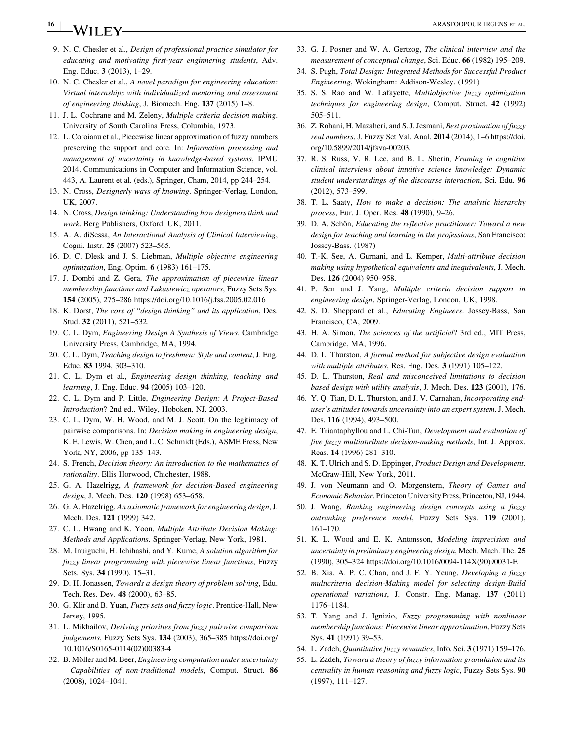9. N. C. Chesler et al., *Design of professional practice simulator for educating and motivating first-year enginnering students*, Adv. Eng. Educ. **3** (2013), 1–29.
10. N. C. Chesler et al., *A novel paradigm for engineering education: Virtual internships with individualized mentoring and assessment of engineering thinking*, J. Biomech. Eng. **137** (2015) 1–8.
11. J. L. Cochrane and M. Zeleny, *Multiple criteria decision making*. University of South Carolina Press, Columbia, 1973.
12. L. Coroianu et al., Piecewise linear approximation of fuzzy numbers preserving the support and core. In: *Information processing and management of uncertainty in knowledge-based systems*, IPMU 2014. Communications in Computer and Information Science, vol. 443, A. Laurent et al. (eds.), Springer, Cham, 2014, pp 244–254.
13. N. Cross, *Designerly ways of knowing*. Springer-Verlag, London, UK, 2007.
14. N. Cross, *Design thinking: Understanding how designers think and work*. Berg Publishers, Oxford, UK, 2011.
15. A. A. diSessa, *An Interactional Analysis of Clinical Interviewing*, Cogni. Instr. **25** (2007) 523–565.
16. D. C. Dlesk and J. S. Liebman, *Multiple objective engineering optimization*, Eng. Optim. **6** (1983) 161–175.
17. J. Dombi and Z. Gera, *The approximation of piecewise linear membership functions and Łukasiewicz operators*, Fuzzy Sets Sys. **154** (2005), 275–286 https://doi.org/10.1016/j.fss.2005.02.016
18. K. Dorst, *The core of "design thinking" and its application*, Des. Stud. **32** (2011), 521–532.
19. C. L. Dym, *Engineering Design A Synthesis of Views*. Cambridge University Press, Cambridge, MA, 1994.
20. C. L. Dym, *Teaching design to freshmen: Style and content*, J. Eng. Educ. **83** 1994, 303–310.
21. C. L. Dym et al., *Engineering design thinking, teaching and learning*, J. Eng. Educ. **94** (2005) 103–120.
22. C. L. Dym and P. Little, *Engineering Design: A Project-Based Introduction*? 2nd ed., Wiley, Hoboken, NJ, 2003.
23. C. L. Dym, W. H. Wood, and M. J. Scott, On the legitimacy of pairwise comparisons. In: *Decision making in engineering design*, K. E. Lewis, W. Chen, and L. C. Schmidt (Eds.), ASME Press, New York, NY, 2006, pp 135–143.
24. S. French, *Decision theory: An introduction to the mathematics of rationality*. Ellis Horwood, Chichester, 1988.
25. G. A. Hazelrigg, *A framework for decision-Based engineering design*, J. Mech. Des. **120** (1998) 653–658.
26. G. A. Hazelrigg, *An axiomatic framework for engineering design*, J. Mech. Des. **121** (1999) 342.
27. C. L. Hwang and K. Yoon, *Multiple Attribute Decision Making: Methods and Applications*. Springer-Verlag, New York, 1981.
28. M. Inuiguchi, H. Ichihashi, and Y. Kume, *A solution algorithm for fuzzy linear programming with piecewise linear functions*, Fuzzy Sets. Sys. **34** (1990), 15–31.
29. D. H. Jonassen, *Towards a design theory of problem solving*, Edu. Tech. Res. Dev. **48** (2000), 63–85.
30. G. Klir and B. Yuan, *Fuzzy sets and fuzzy logic*. Prentice-Hall, New Jersey, 1995.
31. L. Mikhailov, *Deriving priorities from fuzzy pairwise comparison judgements*, Fuzzy Sets Sys. **134** (2003), 365–385 https://doi.org/10.1016/S0165-0114(02)00383-4
32. B. Möller and M. Beer, *Engineering computation under uncertainty —Capabilities of non-traditional models*, Comput. Struct. **86** (2008), 1024–1041.
33. G. J. Posner and W. A. Gertzog, *The clinical interview and the measurement of conceptual change*, Sci. Educ. **66** (1982) 195–209.
34. S. Pugh, *Total Design: Integrated Methods for Successful Product Engineering*, Wokingham: Addison-Wesley. (1991)
35. S. S. Rao and W. Lafayette, *Multiobjective fuzzy optimization techniques for engineering design*, Comput. Struct. **42** (1992) 505–511.
36. Z. Rohani, H. Mazaheri, and S. J. Jesmani, *Best proximation of fuzzy real numbers*, J. Fuzzy Set Val. Anal. **2014** (2014), 1–6 https://doi.org/10.5899/2014/jfsva-00203.
37. R. S. Russ, V. R. Lee, and B. L. Sherin, *Framing in cognitive clinical interviews about intuitive science knowledge: Dynamic student understandings of the discourse interaction*, Sci. Edu. **96** (2012), 573–599.
38. T. L. Saaty, *How to make a decision: The analytic hierarchy process*, Eur. J. Oper. Res. **48** (1990), 9–26.
39. D. A. Schön, *Educating the reflective practitioner: Toward a new design for teaching and learning in the professions*, San Francisco: Jossey-Bass. (1987)
40. T.-K. See, A. Gurnani, and L. Kemper, *Multi-attribute decision making using hypothetical equivalents and inequivalents*, J. Mech. Des. **126** (2004) 950–958.
41. P. Sen and J. Yang, *Multiple criteria decision support in engineering design*, Springer-Verlag, London, UK, 1998.
42. S. D. Sheppard et al., *Educating Engineers*. Jossey-Bass, San Francisco, CA, 2009.
43. H. A. Simon, *The sciences of the artificial*? 3rd ed., MIT Press, Cambridge, MA, 1996.
44. D. L. Thurston, *A formal method for subjective design evaluation with multiple attributes*, Res. Eng. Des. **3** (1991) 105–122.
45. D. L. Thurston, *Real and misconceived limitations to decision based design with utility analysis*, J. Mech. Des. **123** (2001), 176.
46. Y. Q. Tian, D. L. Thurston, and J. V. Carnahan, *Incorporating end-user's attitudes towards uncertainty into an expert system*, J. Mech. Des. **116** (1994), 493–500.
47. E. Triantaphyllou and L. Chi-Tun, *Development and evaluation of five fuzzy multiattribute decision-making methods*, Int. J. Approx. Reas. **14** (1996) 281–310.
48. K. T. Ulrich and S. D. Eppinger, *Product Design and Development*. McGraw-Hill, New York, 2011.
49. J. von Neumann and O. Morgenstern, *Theory of Games and Economic Behavior*. Princeton University Press, Princeton, NJ, 1944.
50. J. Wang, *Ranking engineering design concepts using a fuzzy outranking preference model*, Fuzzy Sets Sys. **119** (2001), 161–170.
51. K. L. Wood and E. K. Antonsson, *Modeling imprecision and uncertainty in preliminary engineering design*, Mech. Mach. The. **25** (1990), 305–324 https://doi.org/10.1016/0094-114X(90)90031-E
52. B. Xia, A. P. C. Chan, and J. F. Y. Yeung, *Developing a fuzzy multicriteria decision-Making model for selecting design-Build operational variations*, J. Constr. Eng. Manag. **137** (2011) 1176–1184.
53. T. Yang and J. Ignizio, *Fuzzy programming with nonlinear membership functions: Piecewise linear approximation*, Fuzzy Sets Sys. **41** (1991) 39–53.
54. L. Zadeh, *Quantitative fuzzy semantics*, Info. Sci. **3** (1971) 159–176.
55. L. Zadeh, *Toward a theory of fuzzy information granulation and its centrality in human reasoning and fuzzy logic*, Fuzzy Sets Sys. **90** (1997), 111–127.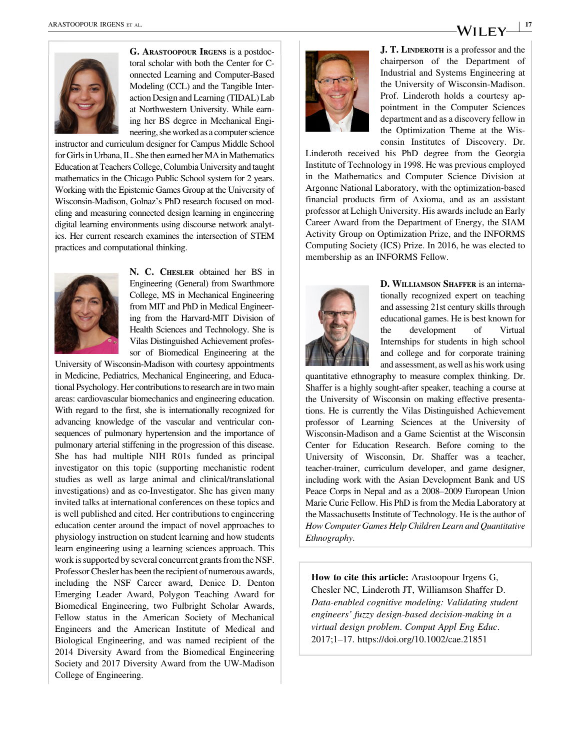**G. Arastoopour Irgens** is a postdoctoral scholar with both the Center for Connected Learning and Computer-Based Modeling (CCL) and the Tangible Interaction Design and Learning (TIDAL) Lab at Northwestern University. While earning her BS degree in Mechanical Engineering, she worked as a computer science instructor and curriculum designer for Campus Middle School for Girls in Urbana, IL. She then earned her MA in Mathematics Education at Teachers College, Columbia University and taught mathematics in the Chicago Public School system for 2 years. Working with the Epistemic Games Group at the University of Wisconsin-Madison, Golnaz's PhD research focused on modeling and measuring connected design learning in engineering digital learning environments using discourse network analytics. Her current research examines the intersection of STEM practices and computational thinking.

**N. C. Chesler** obtained her BS in Engineering (General) from Swarthmore College, MS in Mechanical Engineering from MIT and PhD in Medical Engineering from the Harvard-MIT Division of Health Sciences and Technology. She is Vilas Distinguished Achievement professor of Biomedical Engineering at the University of Wisconsin-Madison with courtesy appointments in Medicine, Pediatrics, Mechanical Engineering, and Educational Psychology. Her contributions to research are in two main areas: cardiovascular biomechanics and engineering education. With regard to the first, she is internationally recognized for advancing knowledge of the vascular and ventricular consequences of pulmonary hypertension and the importance of pulmonary arterial stiffening in the progression of this disease. She has had multiple NIH R01s funded as principal investigator on this topic (supporting mechanistic rodent studies as well as large animal and clinical/translational investigations) and as co-Investigator. She has given many invited talks at international conferences on these topics and is well published and cited. Her contributions to engineering education center around the impact of novel approaches to physiology instruction on student learning and how students learn engineering using a learning sciences approach. This work is supported by several concurrent grants from the NSF. Professor Chesler has been the recipient of numerous awards, including the NSF Career award, Denice D. Denton Emerging Leader Award, Polygon Teaching Award for Biomedical Engineering, two Fulbright Scholar Awards, Fellow status in the American Society of Mechanical Engineers and the American Institute of Medical and Biological Engineering, and was named recipient of the 2014 Diversity Award from the Biomedical Engineering Society and 2017 Diversity Award from the UW-Madison College of Engineering.

**J. T. Linderoth** is a professor and the chairperson of the Department of Industrial and Systems Engineering at the University of Wisconsin-Madison. Prof. Linderoth holds a courtesy appointment in the Computer Sciences department and as a discovery fellow in the Optimization Theme at the Wisconsin Institutes of Discovery. Dr. Linderoth received his PhD degree from the Georgia Institute of Technology in 1998. He was previous employed in the Mathematics and Computer Science Division at Argonne National Laboratory, with the optimization-based financial products firm of Axioma, and as an assistant professor at Lehigh University. His awards include an Early Career Award from the Department of Energy, the SIAM Activity Group on Optimization Prize, and the INFORMS Computing Society (ICS) Prize. In 2016, he was elected to membership as an INFORMS Fellow.

**D. Williamson Shaffer** is an internationally recognized expert on teaching and assessing 21st century skills through educational games. He is best known for the development of Virtual Internships for students in high school and college and for corporate training and assessment, as well as his work using quantitative ethnography to measure complex thinking. Dr. Shaffer is a highly sought-after speaker, teaching a course at the University of Wisconsin on making effective presentations. He is currently the Vilas Distinguished Achievement professor of Learning Sciences at the University of Wisconsin-Madison and a Game Scientist at the Wisconsin Center for Education Research. Before coming to the University of Wisconsin, Dr. Shaffer was a teacher, teacher-trainer, curriculum developer, and game designer, including work with the Asian Development Bank and US Peace Corps in Nepal and as a 2008–2009 European Union Marie Curie Fellow. His PhD is from the Media Laboratory at the Massachusetts Institute of Technology. He is the author of *How Computer Games Help Children Learn and Quantitative Ethnography*.

**How to cite this article:** Arastoopour Irgens G, Chesler NC, Linderoth JT, Williamson Shaffer D. *Data-enabled cognitive modeling: Validating student engineers' fuzzy design-based decision-making in a virtual design problem. Comput Appl Eng Educ*. 2017;1–17. https://doi.org/10.1002/cae.21851